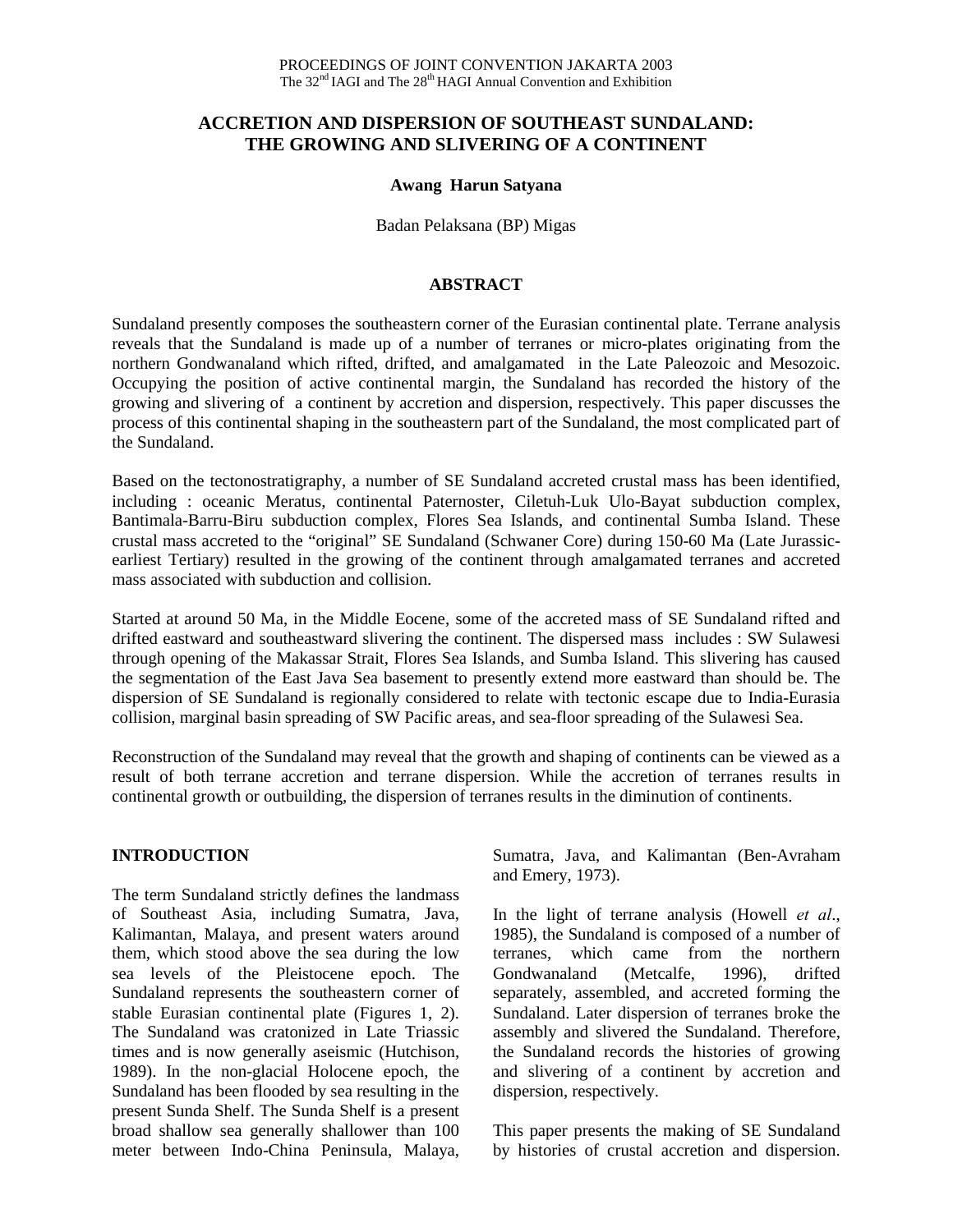PROCEEDINGS OF JOINT CONVENTION JAKARTA 2003
The 32nd IAGI and The 28th HAGI Annual Convention and Exhibition

# ACCRETION AND DISPERSION OF SOUTHEAST SUNDALAND: THE GROWING AND SLIVERING OF A CONTINENT

**Awang Harun Satyana**

Badan Pelaksana (BP) Migas

## ABSTRACT

Sundaland presently composes the southeastern corner of the Eurasian continental plate. Terrane analysis reveals that the Sundaland is made up of a number of terranes or micro-plates originating from the northern Gondwanaland which rifted, drifted, and amalgamated in the Late Paleozoic and Mesozoic. Occupying the position of active continental margin, the Sundaland has recorded the history of the growing and slivering of a continent by accretion and dispersion, respectively. This paper discusses the process of this continental shaping in the southeastern part of the Sundaland, the most complicated part of the Sundaland.

Based on the tectonostratigraphy, a number of SE Sundaland accreted crustal mass has been identified, including : oceanic Meratus, continental Paternoster, Ciletuh-Luk Ulo-Bayat subduction complex, Bantimala-Barru-Biru subduction complex, Flores Sea Islands, and continental Sumba Island. These crustal mass accreted to the "original" SE Sundaland (Schwaner Core) during 150-60 Ma (Late Jurassic-earliest Tertiary) resulted in the growing of the continent through amalgamated terranes and accreted mass associated with subduction and collision.

Started at around 50 Ma, in the Middle Eocene, some of the accreted mass of SE Sundaland rifted and drifted eastward and southeastward slivering the continent. The dispersed mass includes : SW Sulawesi through opening of the Makassar Strait, Flores Sea Islands, and Sumba Island. This slivering has caused the segmentation of the East Java Sea basement to presently extend more eastward than should be. The dispersion of SE Sundaland is regionally considered to relate with tectonic escape due to India-Eurasia collision, marginal basin spreading of SW Pacific areas, and sea-floor spreading of the Sulawesi Sea.

Reconstruction of the Sundaland may reveal that the growth and shaping of continents can be viewed as a result of both terrane accretion and terrane dispersion. While the accretion of terranes results in continental growth or outbuilding, the dispersion of terranes results in the diminution of continents.

## INTRODUCTION

The term Sundaland strictly defines the landmass of Southeast Asia, including Sumatra, Java, Kalimantan, Malaya, and present waters around them, which stood above the sea during the low sea levels of the Pleistocene epoch. The Sundaland represents the southeastern corner of stable Eurasian continental plate (Figures 1, 2). The Sundaland was cratonized in Late Triassic times and is now generally aseismic (Hutchison, 1989). In the non-glacial Holocene epoch, the Sundaland has been flooded by sea resulting in the present Sunda Shelf. The Sunda Shelf is a present broad shallow sea generally shallower than 100 meter between Indo-China Peninsula, Malaya, Sumatra, Java, and Kalimantan (Ben-Avraham and Emery, 1973).

In the light of terrane analysis (Howell *et al*., 1985), the Sundaland is composed of a number of terranes, which came from the northern Gondwanaland (Metcalfe, 1996), drifted separately, assembled, and accreted forming the Sundaland. Later dispersion of terranes broke the assembly and slivered the Sundaland. Therefore, the Sundaland records the histories of growing and slivering of a continent by accretion and dispersion, respectively.

This paper presents the making of SE Sundaland by histories of crustal accretion and dispersion.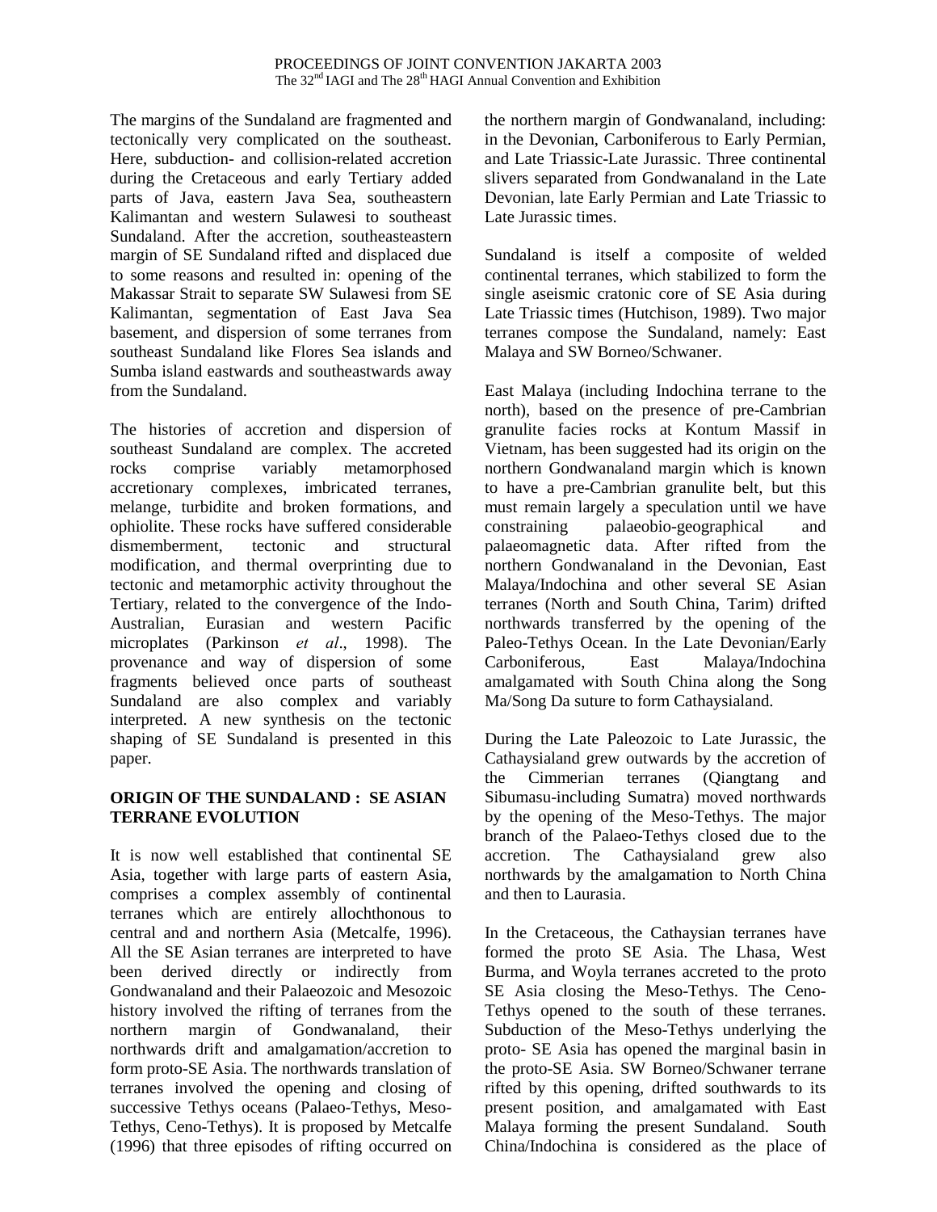The margins of the Sundaland are fragmented and tectonically very complicated on the southeast. Here, subduction- and collision-related accretion during the Cretaceous and early Tertiary added parts of Java, eastern Java Sea, southeastern Kalimantan and western Sulawesi to southeast Sundaland. After the accretion, southeasteastern margin of SE Sundaland rifted and displaced due to some reasons and resulted in: opening of the Makassar Strait to separate SW Sulawesi from SE Kalimantan, segmentation of East Java Sea basement, and dispersion of some terranes from southeast Sundaland like Flores Sea islands and Sumba island eastwards and southeastwards away from the Sundaland.

The histories of accretion and dispersion of southeast Sundaland are complex. The accreted rocks comprise variably metamorphosed accretionary complexes, imbricated terranes, melange, turbidite and broken formations, and ophiolite. These rocks have suffered considerable dismemberment, tectonic and structural modification, and thermal overprinting due to tectonic and metamorphic activity throughout the Tertiary, related to the convergence of the Indo-Australian, Eurasian and western Pacific microplates (Parkinson *et al*., 1998). The provenance and way of dispersion of some fragments believed once parts of southeast Sundaland are also complex and variably interpreted. A new synthesis on the tectonic shaping of SE Sundaland is presented in this paper.

## ORIGIN OF THE SUNDALAND : SE ASIAN TERRANE EVOLUTION

It is now well established that continental SE Asia, together with large parts of eastern Asia, comprises a complex assembly of continental terranes which are entirely allochthonous to central and and northern Asia (Metcalfe, 1996). All the SE Asian terranes are interpreted to have been derived directly or indirectly from Gondwanaland and their Palaeozoic and Mesozoic history involved the rifting of terranes from the northern margin of Gondwanaland, their northwards drift and amalgamation/accretion to form proto-SE Asia. The northwards translation of terranes involved the opening and closing of successive Tethys oceans (Palaeo-Tethys, Meso-Tethys, Ceno-Tethys). It is proposed by Metcalfe (1996) that three episodes of rifting occurred on the northern margin of Gondwanaland, including: in the Devonian, Carboniferous to Early Permian, and Late Triassic-Late Jurassic. Three continental slivers separated from Gondwanaland in the Late Devonian, late Early Permian and Late Triassic to Late Jurassic times.

Sundaland is itself a composite of welded continental terranes, which stabilized to form the single aseismic cratonic core of SE Asia during Late Triassic times (Hutchison, 1989). Two major terranes compose the Sundaland, namely: East Malaya and SW Borneo/Schwaner.

East Malaya (including Indochina terrane to the north), based on the presence of pre-Cambrian granulite facies rocks at Kontum Massif in Vietnam, has been suggested had its origin on the northern Gondwanaland margin which is known to have a pre-Cambrian granulite belt, but this must remain largely a speculation until we have constraining palaeobio-geographical and palaeomagnetic data. After rifted from the northern Gondwanaland in the Devonian, East Malaya/Indochina and other several SE Asian terranes (North and South China, Tarim) drifted northwards transferred by the opening of the Paleo-Tethys Ocean. In the Late Devonian/Early Carboniferous, East Malaya/Indochina amalgamated with South China along the Song Ma/Song Da suture to form Cathaysialand.

During the Late Paleozoic to Late Jurassic, the Cathaysialand grew outwards by the accretion of the Cimmerian terranes (Qiangtang and Sibumasu-including Sumatra) moved northwards by the opening of the Meso-Tethys. The major branch of the Palaeo-Tethys closed due to the accretion. The Cathaysialand grew also northwards by the amalgamation to North China and then to Laurasia.

In the Cretaceous, the Cathaysian terranes have formed the proto SE Asia. The Lhasa, West Burma, and Woyla terranes accreted to the proto SE Asia closing the Meso-Tethys. The Ceno-Tethys opened to the south of these terranes. Subduction of the Meso-Tethys underlying the proto- SE Asia has opened the marginal basin in the proto-SE Asia. SW Borneo/Schwaner terrane rifted by this opening, drifted southwards to its present position, and amalgamated with East Malaya forming the present Sundaland. South China/Indochina is considered as the place of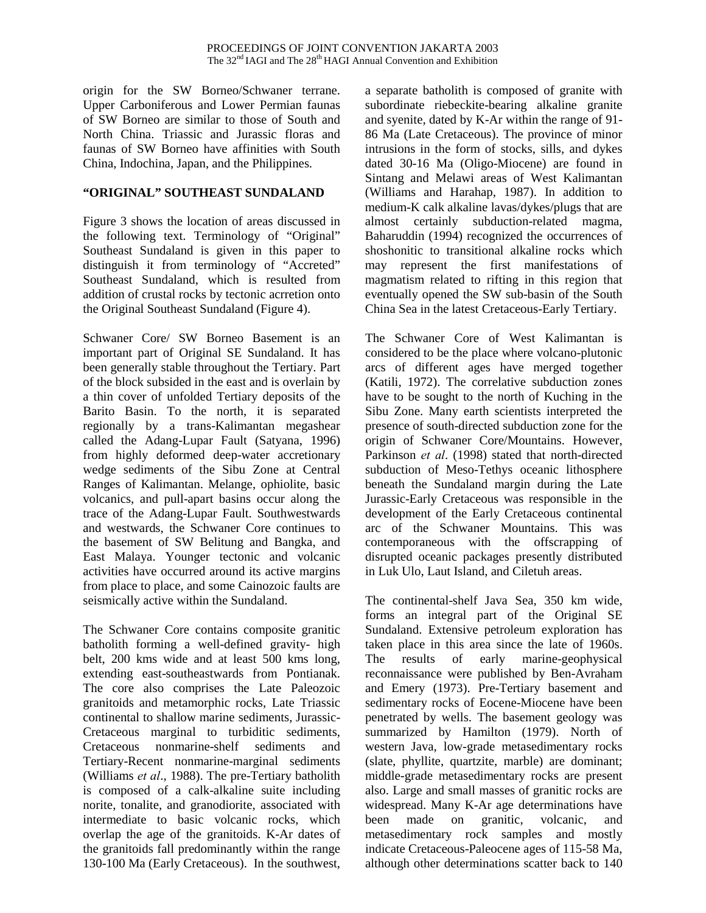origin for the SW Borneo/Schwaner terrane. Upper Carboniferous and Lower Permian faunas of SW Borneo are similar to those of South and North China. Triassic and Jurassic floras and faunas of SW Borneo have affinities with South China, Indochina, Japan, and the Philippines.

## "ORIGINAL" SOUTHEAST SUNDALAND

Figure 3 shows the location of areas discussed in the following text. Terminology of "Original" Southeast Sundaland is given in this paper to distinguish it from terminology of "Accreted" Southeast Sundaland, which is resulted from addition of crustal rocks by tectonic acrretion onto the Original Southeast Sundaland (Figure 4).

Schwaner Core/ SW Borneo Basement is an important part of Original SE Sundaland. It has been generally stable throughout the Tertiary. Part of the block subsided in the east and is overlain by a thin cover of unfolded Tertiary deposits of the Barito Basin. To the north, it is separated regionally by a trans-Kalimantan megashear called the Adang-Lupar Fault (Satyana, 1996) from highly deformed deep-water accretionary wedge sediments of the Sibu Zone at Central Ranges of Kalimantan. Melange, ophiolite, basic volcanics, and pull-apart basins occur along the trace of the Adang-Lupar Fault. Southwestwards and westwards, the Schwaner Core continues to the basement of SW Belitung and Bangka, and East Malaya. Younger tectonic and volcanic activities have occurred around its active margins from place to place, and some Cainozoic faults are seismically active within the Sundaland.

The Schwaner Core contains composite granitic batholith forming a well-defined gravity- high belt, 200 kms wide and at least 500 kms long, extending east-southeastwards from Pontianak. The core also comprises the Late Paleozoic granitoids and metamorphic rocks, Late Triassic continental to shallow marine sediments, Jurassic-Cretaceous marginal to turbiditic sediments, Cretaceous nonmarine-shelf sediments and Tertiary-Recent nonmarine-marginal sediments (Williams *et al*., 1988). The pre-Tertiary batholith is composed of a calk-alkaline suite including norite, tonalite, and granodiorite, associated with intermediate to basic volcanic rocks, which overlap the age of the granitoids. K-Ar dates of the granitoids fall predominantly within the range 130-100 Ma (Early Cretaceous). In the southwest, a separate batholith is composed of granite with subordinate riebeckite-bearing alkaline granite and syenite, dated by K-Ar within the range of 91-86 Ma (Late Cretaceous). The province of minor intrusions in the form of stocks, sills, and dykes dated 30-16 Ma (Oligo-Miocene) are found in Sintang and Melawi areas of West Kalimantan (Williams and Harahap, 1987). In addition to medium-K calk alkaline lavas/dykes/plugs that are almost certainly subduction-related magma, Baharuddin (1994) recognized the occurrences of shoshonitic to transitional alkaline rocks which may represent the first manifestations of magmatism related to rifting in this region that eventually opened the SW sub-basin of the South China Sea in the latest Cretaceous-Early Tertiary.

The Schwaner Core of West Kalimantan is considered to be the place where volcano-plutonic arcs of different ages have merged together (Katili, 1972). The correlative subduction zones have to be sought to the north of Kuching in the Sibu Zone. Many earth scientists interpreted the presence of south-directed subduction zone for the origin of Schwaner Core/Mountains. However, Parkinson *et al*. (1998) stated that north-directed subduction of Meso-Tethys oceanic lithosphere beneath the Sundaland margin during the Late Jurassic-Early Cretaceous was responsible in the development of the Early Cretaceous continental arc of the Schwaner Mountains. This was contemporaneous with the offscrapping of disrupted oceanic packages presently distributed in Luk Ulo, Laut Island, and Ciletuh areas.

The continental-shelf Java Sea, 350 km wide, forms an integral part of the Original SE Sundaland. Extensive petroleum exploration has taken place in this area since the late of 1960s. The results of early marine-geophysical reconnaissance were published by Ben-Avraham and Emery (1973). Pre-Tertiary basement and sedimentary rocks of Eocene-Miocene have been penetrated by wells. The basement geology was summarized by Hamilton (1979). North of western Java, low-grade metasedimentary rocks (slate, phyllite, quartzite, marble) are dominant; middle-grade metasedimentary rocks are present also. Large and small masses of granitic rocks are widespread. Many K-Ar age determinations have been made on granitic, volcanic, and metasedimentary rock samples and mostly indicate Cretaceous-Paleocene ages of 115-58 Ma, although other determinations scatter back to 140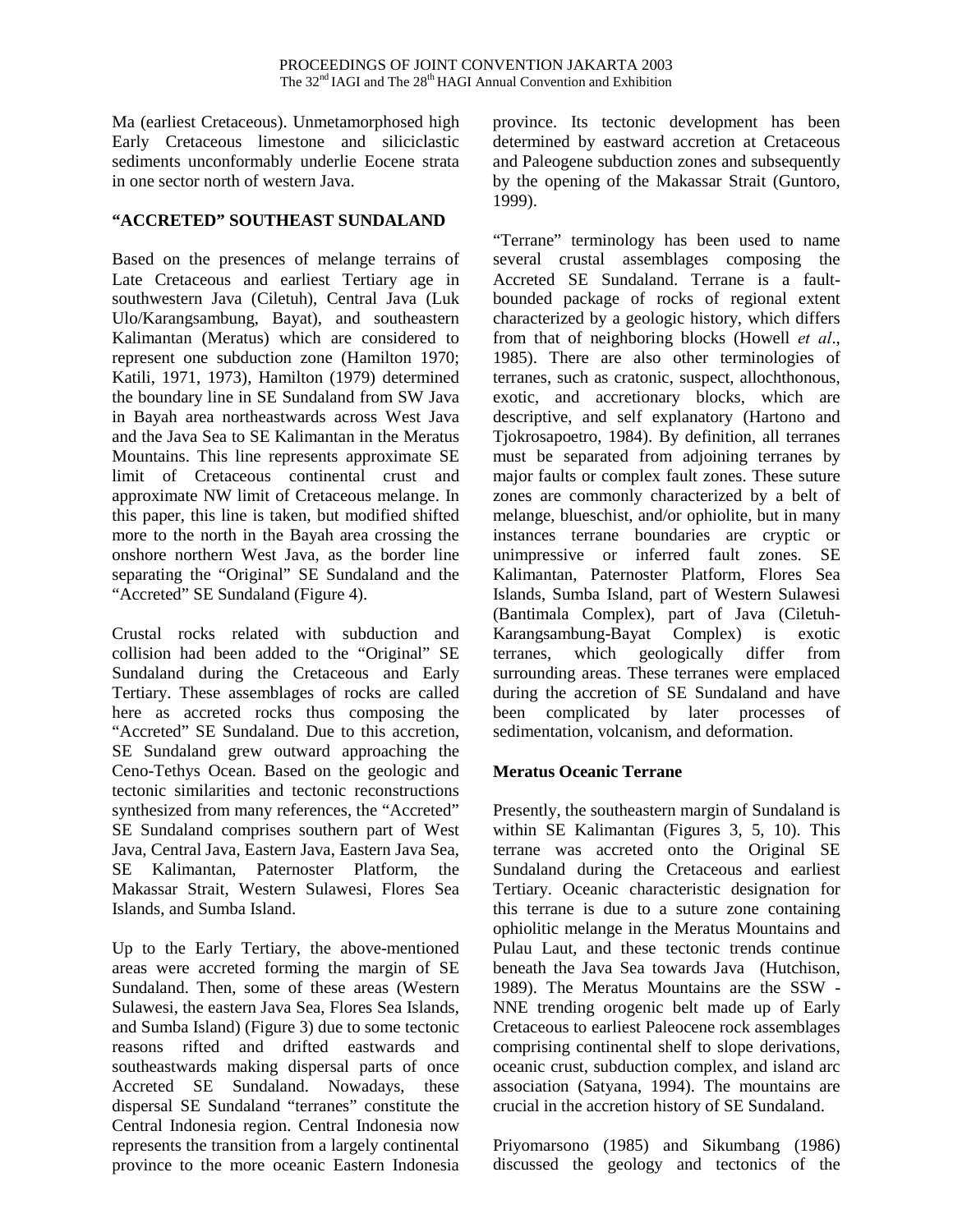Ma (earliest Cretaceous). Unmetamorphosed high Early Cretaceous limestone and siliciclastic sediments unconformably underlie Eocene strata in one sector north of western Java.

## "ACCRETED" SOUTHEAST SUNDALAND

Based on the presences of melange terrains of Late Cretaceous and earliest Tertiary age in southwestern Java (Ciletuh), Central Java (Luk Ulo/Karangsambung, Bayat), and southeastern Kalimantan (Meratus) which are considered to represent one subduction zone (Hamilton 1970; Katili, 1971, 1973), Hamilton (1979) determined the boundary line in SE Sundaland from SW Java in Bayah area northeastwards across West Java and the Java Sea to SE Kalimantan in the Meratus Mountains. This line represents approximate SE limit of Cretaceous continental crust and approximate NW limit of Cretaceous melange. In this paper, this line is taken, but modified shifted more to the north in the Bayah area crossing the onshore northern West Java, as the border line separating the "Original" SE Sundaland and the "Accreted" SE Sundaland (Figure 4).

Crustal rocks related with subduction and collision had been added to the "Original" SE Sundaland during the Cretaceous and Early Tertiary. These assemblages of rocks are called here as accreted rocks thus composing the "Accreted" SE Sundaland. Due to this accretion, SE Sundaland grew outward approaching the Ceno-Tethys Ocean. Based on the geologic and tectonic similarities and tectonic reconstructions synthesized from many references, the "Accreted" SE Sundaland comprises southern part of West Java, Central Java, Eastern Java, Eastern Java Sea, SE Kalimantan, Paternoster Platform, the Makassar Strait, Western Sulawesi, Flores Sea Islands, and Sumba Island.

Up to the Early Tertiary, the above-mentioned areas were accreted forming the margin of SE Sundaland. Then, some of these areas (Western Sulawesi, the eastern Java Sea, Flores Sea Islands, and Sumba Island) (Figure 3) due to some tectonic reasons rifted and drifted eastwards and southeastwards making dispersal parts of once Accreted SE Sundaland. Nowadays, these dispersal SE Sundaland "terranes" constitute the Central Indonesia region. Central Indonesia now represents the transition from a largely continental province to the more oceanic Eastern Indonesia province. Its tectonic development has been determined by eastward accretion at Cretaceous and Paleogene subduction zones and subsequently by the opening of the Makassar Strait (Guntoro, 1999).

"Terrane" terminology has been used to name several crustal assemblages composing the Accreted SE Sundaland. Terrane is a fault-bounded package of rocks of regional extent characterized by a geologic history, which differs from that of neighboring blocks (Howell *et al*., 1985). There are also other terminologies of terranes, such as cratonic, suspect, allochthonous, exotic, and accretionary blocks, which are descriptive, and self explanatory (Hartono and Tjokrosapoetro, 1984). By definition, all terranes must be separated from adjoining terranes by major faults or complex fault zones. These suture zones are commonly characterized by a belt of melange, blueschist, and/or ophiolite, but in many instances terrane boundaries are cryptic or unimpressive or inferred fault zones. SE Kalimantan, Paternoster Platform, Flores Sea Islands, Sumba Island, part of Western Sulawesi (Bantimala Complex), part of Java (Ciletuh-Karangsambung-Bayat Complex) is exotic terranes, which geologically differ from surrounding areas. These terranes were emplaced during the accretion of SE Sundaland and have been complicated by later processes of sedimentation, volcanism, and deformation.

### Meratus Oceanic Terrane

Presently, the southeastern margin of Sundaland is within SE Kalimantan (Figures 3, 5, 10). This terrane was accreted onto the Original SE Sundaland during the Cretaceous and earliest Tertiary. Oceanic characteristic designation for this terrane is due to a suture zone containing ophiolitic melange in the Meratus Mountains and Pulau Laut, and these tectonic trends continue beneath the Java Sea towards Java (Hutchison, 1989). The Meratus Mountains are the SSW - NNE trending orogenic belt made up of Early Cretaceous to earliest Paleocene rock assemblages comprising continental shelf to slope derivations, oceanic crust, subduction complex, and island arc association (Satyana, 1994). The mountains are crucial in the accretion history of SE Sundaland.

Priyomarsono (1985) and Sikumbang (1986) discussed the geology and tectonics of the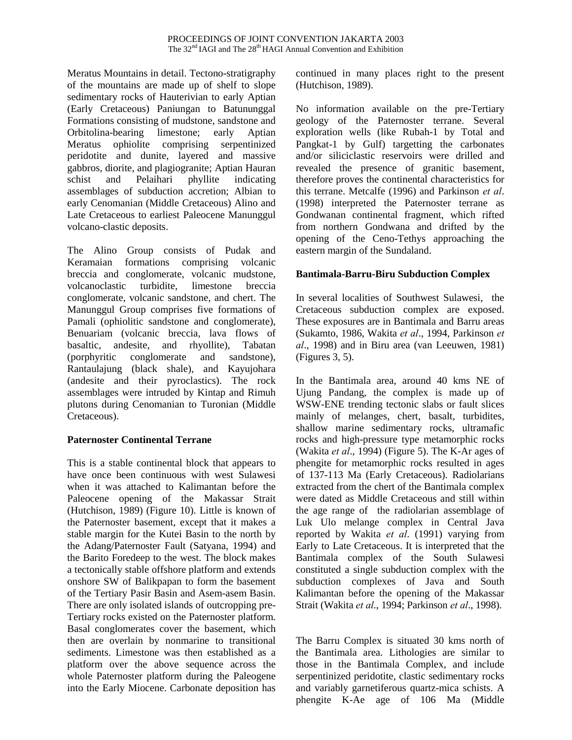Meratus Mountains in detail. Tectono-stratigraphy of the mountains are made up of shelf to slope sedimentary rocks of Hauterivian to early Aptian (Early Cretaceous) Paniungan to Batununggal Formations consisting of mudstone, sandstone and Orbitolina-bearing limestone; early Aptian Meratus ophiolite comprising serpentinized peridotite and dunite, layered and massive gabbros, diorite, and plagiogranite; Aptian Hauran schist and Pelaihari phyllite indicating assemblages of subduction accretion; Albian to early Cenomanian (Middle Cretaceous) Alino and Late Cretaceous to earliest Paleocene Manunggul volcano-clastic deposits.

The Alino Group consists of Pudak and Keramaian formations comprising volcanic breccia and conglomerate, volcanic mudstone, volcanoclastic turbidite, limestone breccia conglomerate, volcanic sandstone, and chert. The Manunggul Group comprises five formations of Pamali (ophiolitic sandstone and conglomerate), Benuariam (volcanic breccia, lava flows of basaltic, andesite, and rhyollite), Tabatan (porphyritic conglomerate and sandstone), Rantaulajung (black shale), and Kayujohara (andesite and their pyroclastics). The rock assemblages were intruded by Kintap and Rimuh plutons during Cenomanian to Turonian (Middle Cretaceous).

**Paternoster Continental Terrane**

This is a stable continental block that appears to have once been continuous with west Sulawesi when it was attached to Kalimantan before the Paleocene opening of the Makassar Strait (Hutchison, 1989) (Figure 10). Little is known of the Paternoster basement, except that it makes a stable margin for the Kutei Basin to the north by the Adang/Paternoster Fault (Satyana, 1994) and the Barito Foredeep to the west. The block makes a tectonically stable offshore platform and extends onshore SW of Balikpapan to form the basement of the Tertiary Pasir Basin and Asem-asem Basin. There are only isolated islands of outcropping pre-Tertiary rocks existed on the Paternoster platform. Basal conglomerates cover the basement, which then are overlain by nonmarine to transitional sediments. Limestone was then established as a platform over the above sequence across the whole Paternoster platform during the Paleogene into the Early Miocene. Carbonate deposition has continued in many places right to the present (Hutchison, 1989).

No information available on the pre-Tertiary geology of the Paternoster terrane. Several exploration wells (like Rubah-1 by Total and Pangkat-1 by Gulf) targetting the carbonates and/or siliciclastic reservoirs were drilled and revealed the presence of granitic basement, therefore proves the continental characteristics for this terrane. Metcalfe (1996) and Parkinson *et al*. (1998) interpreted the Paternoster terrane as Gondwanan continental fragment, which rifted from northern Gondwana and drifted by the opening of the Ceno-Tethys approaching the eastern margin of the Sundaland.

**Bantimala-Barru-Biru Subduction Complex**

In several localities of Southwest Sulawesi, the Cretaceous subduction complex are exposed. These exposures are in Bantimala and Barru areas (Sukamto, 1986, Wakita *et al*., 1994, Parkinson *et al*., 1998) and in Biru area (van Leeuwen, 1981) (Figures 3, 5).

In the Bantimala area, around 40 kms NE of Ujung Pandang, the complex is made up of WSW-ENE trending tectonic slabs or fault slices mainly of melanges, chert, basalt, turbidites, shallow marine sedimentary rocks, ultramafic rocks and high-pressure type metamorphic rocks (Wakita *et al*., 1994) (Figure 5). The K-Ar ages of phengite for metamorphic rocks resulted in ages of 137-113 Ma (Early Cretaceous). Radiolarians extracted from the chert of the Bantimala complex were dated as Middle Cretaceous and still within the age range of the radiolarian assemblage of Luk Ulo melange complex in Central Java reported by Wakita *et al*. (1991) varying from Early to Late Cretaceous. It is interpreted that the Bantimala complex of the South Sulawesi constituted a single subduction complex with the subduction complexes of Java and South Kalimantan before the opening of the Makassar Strait (Wakita *et al*., 1994; Parkinson *et al*., 1998).

The Barru Complex is situated 30 kms north of the Bantimala area. Lithologies are similar to those in the Bantimala Complex, and include serpentinized peridotite, clastic sedimentary rocks and variably garnetiferous quartz-mica schists. A phengite K-Ae age of 106 Ma (Middle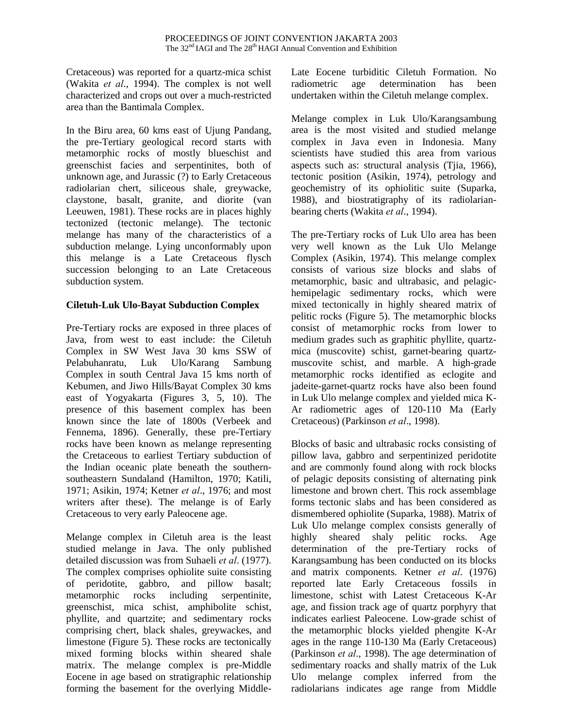Cretaceous) was reported for a quartz-mica schist (Wakita *et al*., 1994). The complex is not well characterized and crops out over a much-restricted area than the Bantimala Complex.

In the Biru area, 60 kms east of Ujung Pandang, the pre-Tertiary geological record starts with metamorphic rocks of mostly blueschist and greenschist facies and serpentinites, both of unknown age, and Jurassic (?) to Early Cretaceous radiolarian chert, siliceous shale, greywacke, claystone, basalt, granite, and diorite (van Leeuwen, 1981). These rocks are in places highly tectonized (tectonic melange). The tectonic melange has many of the characteristics of a subduction melange. Lying unconformably upon this melange is a Late Cretaceous flysch succession belonging to an Late Cretaceous subduction system.

### Ciletuh-Luk Ulo-Bayat Subduction Complex

Pre-Tertiary rocks are exposed in three places of Java, from west to east include: the Ciletuh Complex in SW West Java 30 kms SSW of Pelabuhanratu, Luk Ulo/Karang Sambung Complex in south Central Java 15 kms north of Kebumen, and Jiwo Hills/Bayat Complex 30 kms east of Yogyakarta (Figures 3, 5, 10). The presence of this basement complex has been known since the late of 1800s (Verbeek and Fennema, 1896). Generally, these pre-Tertiary rocks have been known as melange representing the Cretaceous to earliest Tertiary subduction of the Indian oceanic plate beneath the southern-southeastern Sundaland (Hamilton, 1970; Katili, 1971; Asikin, 1974; Ketner *et al*., 1976; and most writers after these). The melange is of Early Cretaceous to very early Paleocene age.

Melange complex in Ciletuh area is the least studied melange in Java. The only published detailed discussion was from Suhaeli *et al*. (1977). The complex comprises ophiolite suite consisting of peridotite, gabbro, and pillow basalt; metamorphic rocks including serpentinite, greenschist, mica schist, amphibolite schist, phyllite, and quartzite; and sedimentary rocks comprising chert, black shales, greywackes, and limestone (Figure 5). These rocks are tectonically mixed forming blocks within sheared shale matrix. The melange complex is pre-Middle Eocene in age based on stratigraphic relationship forming the basement for the overlying Middle-Late Eocene turbiditic Ciletuh Formation. No radiometric age determination has been undertaken within the Ciletuh melange complex.

Melange complex in Luk Ulo/Karangsambung area is the most visited and studied melange complex in Java even in Indonesia. Many scientists have studied this area from various aspects such as: structural analysis (Tjia, 1966), tectonic position (Asikin, 1974), petrology and geochemistry of its ophiolitic suite (Suparka, 1988), and biostratigraphy of its radiolarian-bearing cherts (Wakita *et al*., 1994).

The pre-Tertiary rocks of Luk Ulo area has been very well known as the Luk Ulo Melange Complex (Asikin, 1974). This melange complex consists of various size blocks and slabs of metamorphic, basic and ultrabasic, and pelagic-hemipelagic sedimentary rocks, which were mixed tectonically in highly sheared matrix of pelitic rocks (Figure 5). The metamorphic blocks consist of metamorphic rocks from lower to medium grades such as graphitic phyllite, quartz-mica (muscovite) schist, garnet-bearing quartz-muscovite schist, and marble. A high-grade metamorphic rocks identified as eclogite and jadeite-garnet-quartz rocks have also been found in Luk Ulo melange complex and yielded mica K-Ar radiometric ages of 120-110 Ma (Early Cretaceous) (Parkinson *et al*., 1998).

Blocks of basic and ultrabasic rocks consisting of pillow lava, gabbro and serpentinized peridotite and are commonly found along with rock blocks of pelagic deposits consisting of alternating pink limestone and brown chert. This rock assemblage forms tectonic slabs and has been considered as dismembered ophiolite (Suparka, 1988). Matrix of Luk Ulo melange complex consists generally of highly sheared shaly pelitic rocks. Age determination of the pre-Tertiary rocks of Karangsambung has been conducted on its blocks and matrix components. Ketner *et al*. (1976) reported late Early Cretaceous fossils in limestone, schist with Latest Cretaceous K-Ar age, and fission track age of quartz porphyry that indicates earliest Paleocene. Low-grade schist of the metamorphic blocks yielded phengite K-Ar ages in the range 110-130 Ma (Early Cretaceous) (Parkinson *et al*., 1998). The age determination of sedimentary roacks and shally matrix of the Luk Ulo melange complex inferred from the radiolarians indicates age range from Middle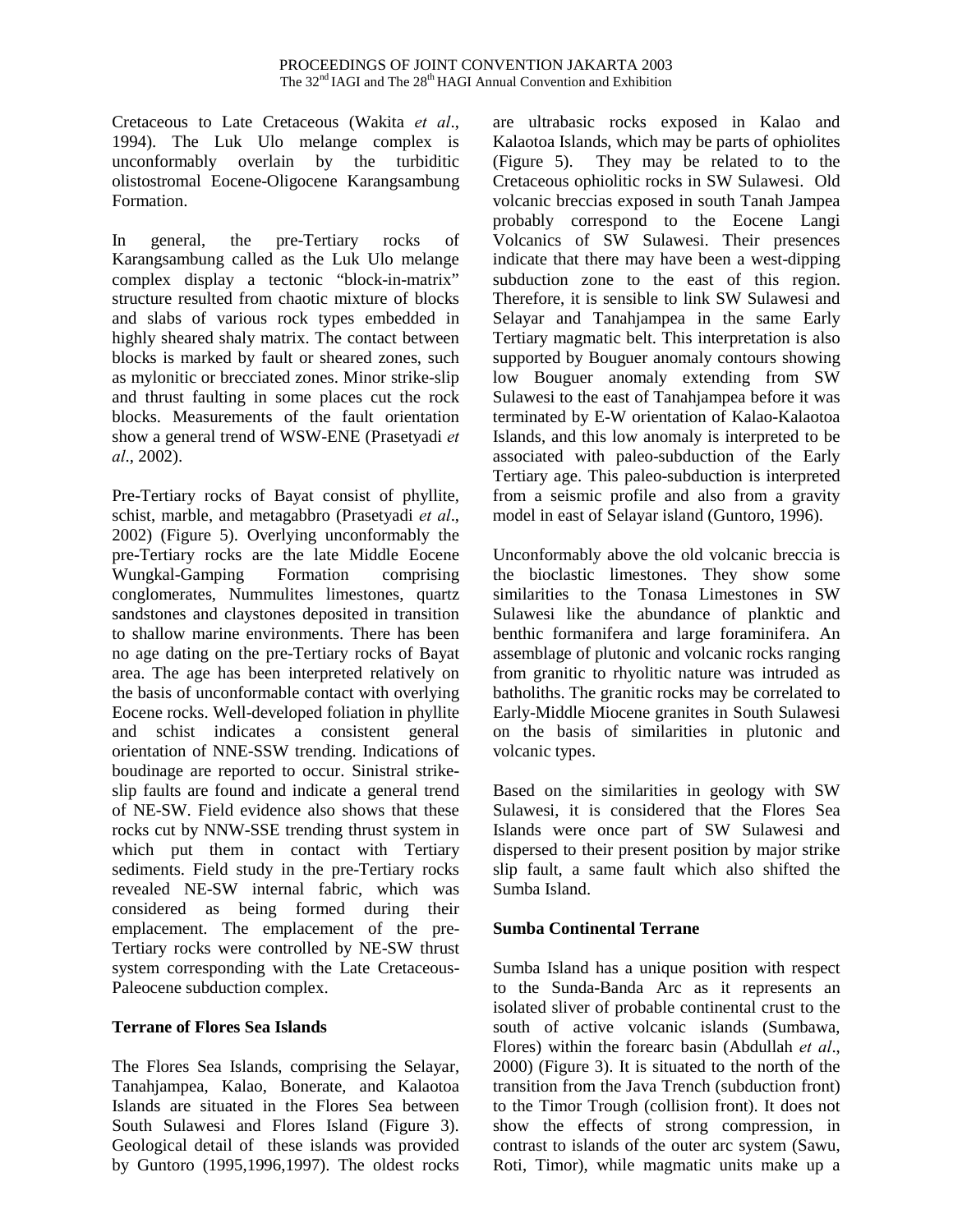Cretaceous to Late Cretaceous (Wakita *et al*., 1994). The Luk Ulo melange complex is unconformably overlain by the turbiditic olistostromal Eocene-Oligocene Karangsambung Formation.

In general, the pre-Tertiary rocks of Karangsambung called as the Luk Ulo melange complex display a tectonic "block-in-matrix" structure resulted from chaotic mixture of blocks and slabs of various rock types embedded in highly sheared shaly matrix. The contact between blocks is marked by fault or sheared zones, such as mylonitic or brecciated zones. Minor strike-slip and thrust faulting in some places cut the rock blocks. Measurements of the fault orientation show a general trend of WSW-ENE (Prasetyadi *et al*., 2002).

Pre-Tertiary rocks of Bayat consist of phyllite, schist, marble, and metagabbro (Prasetyadi *et al*., 2002) (Figure 5). Overlying unconformably the pre-Tertiary rocks are the late Middle Eocene Wungkal-Gamping Formation comprising conglomerates, Nummulites limestones, quartz sandstones and claystones deposited in transition to shallow marine environments. There has been no age dating on the pre-Tertiary rocks of Bayat area. The age has been interpreted relatively on the basis of unconformable contact with overlying Eocene rocks. Well-developed foliation in phyllite and schist indicates a consistent general orientation of NNE-SSW trending. Indications of boudinage are reported to occur. Sinistral strike-slip faults are found and indicate a general trend of NE-SW. Field evidence also shows that these rocks cut by NNW-SSE trending thrust system in which put them in contact with Tertiary sediments. Field study in the pre-Tertiary rocks revealed NE-SW internal fabric, which was considered as being formed during their emplacement. The emplacement of the pre-Tertiary rocks were controlled by NE-SW thrust system corresponding with the Late Cretaceous-Paleocene subduction complex.

**Terrane of Flores Sea Islands**

The Flores Sea Islands, comprising the Selayar, Tanahjampea, Kalao, Bonerate, and Kalaotoa Islands are situated in the Flores Sea between South Sulawesi and Flores Island (Figure 3). Geological detail of these islands was provided by Guntoro (1995,1996,1997). The oldest rocks are ultrabasic rocks exposed in Kalao and Kalaotoa Islands, which may be parts of ophiolites (Figure 5). They may be related to to the Cretaceous ophiolitic rocks in SW Sulawesi. Old volcanic breccias exposed in south Tanah Jampea probably correspond to the Eocene Langi Volcanics of SW Sulawesi. Their presences indicate that there may have been a west-dipping subduction zone to the east of this region. Therefore, it is sensible to link SW Sulawesi and Selayar and Tanahjampea in the same Early Tertiary magmatic belt. This interpretation is also supported by Bouguer anomaly contours showing low Bouguer anomaly extending from SW Sulawesi to the east of Tanahjampea before it was terminated by E-W orientation of Kalao-Kalaotoa Islands, and this low anomaly is interpreted to be associated with paleo-subduction of the Early Tertiary age. This paleo-subduction is interpreted from a seismic profile and also from a gravity model in east of Selayar island (Guntoro, 1996).

Unconformably above the old volcanic breccia is the bioclastic limestones. They show some similarities to the Tonasa Limestones in SW Sulawesi like the abundance of planktic and benthic formanifera and large foraminifera. An assemblage of plutonic and volcanic rocks ranging from granitic to rhyolitic nature was intruded as batholiths. The granitic rocks may be correlated to Early-Middle Miocene granites in South Sulawesi on the basis of similarities in plutonic and volcanic types.

Based on the similarities in geology with SW Sulawesi, it is considered that the Flores Sea Islands were once part of SW Sulawesi and dispersed to their present position by major strike slip fault, a same fault which also shifted the Sumba Island.

**Sumba Continental Terrane**

Sumba Island has a unique position with respect to the Sunda-Banda Arc as it represents an isolated sliver of probable continental crust to the south of active volcanic islands (Sumbawa, Flores) within the forearc basin (Abdullah *et al*., 2000) (Figure 3). It is situated to the north of the transition from the Java Trench (subduction front) to the Timor Trough (collision front). It does not show the effects of strong compression, in contrast to islands of the outer arc system (Sawu, Roti, Timor), while magmatic units make up a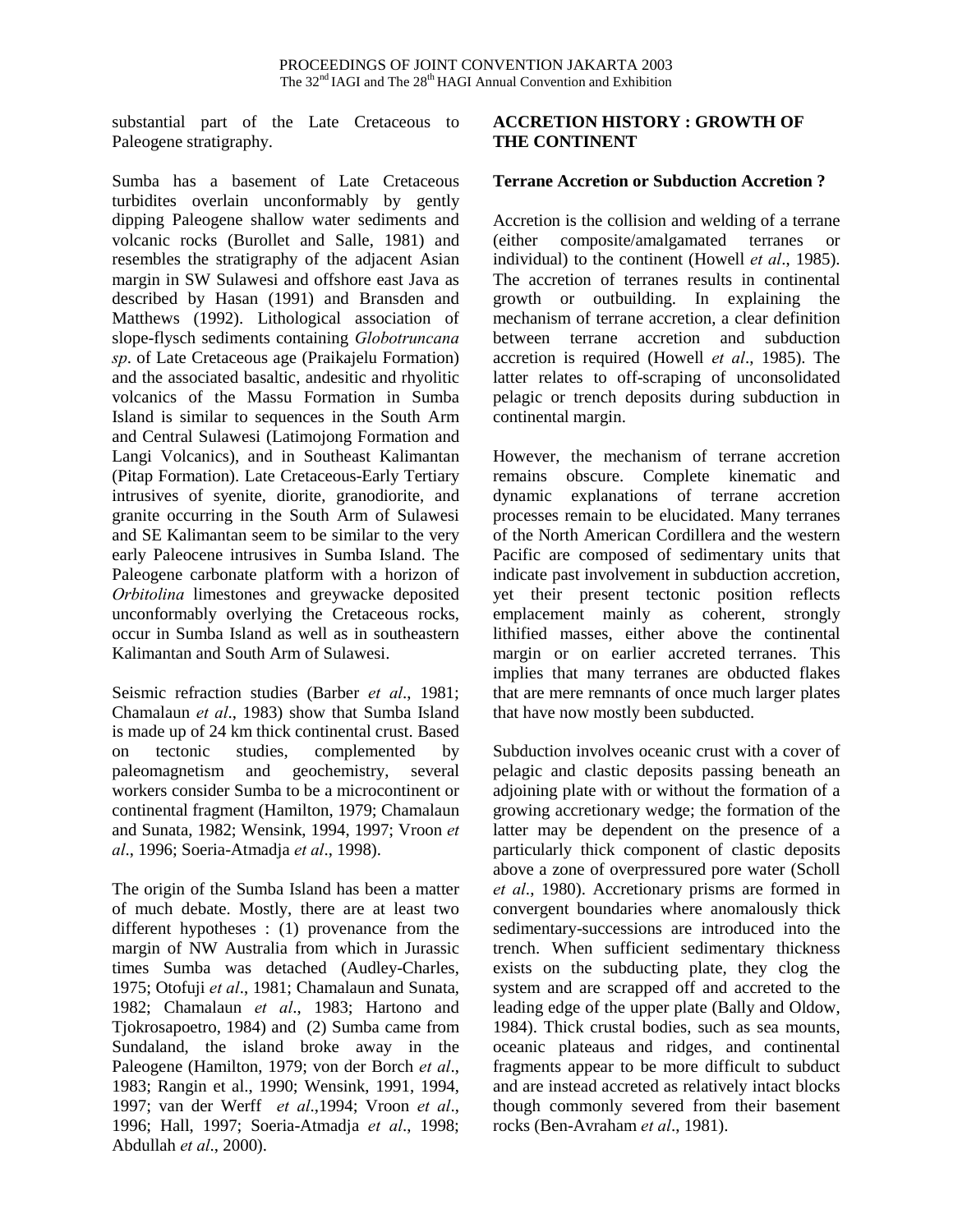substantial part of the Late Cretaceous to Paleogene stratigraphy.

Sumba has a basement of Late Cretaceous turbidites overlain unconformably by gently dipping Paleogene shallow water sediments and volcanic rocks (Burollet and Salle, 1981) and resembles the stratigraphy of the adjacent Asian margin in SW Sulawesi and offshore east Java as described by Hasan (1991) and Bransden and Matthews (1992). Lithological association of slope-flysch sediments containing *Globotruncana sp*. of Late Cretaceous age (Praikajelu Formation) and the associated basaltic, andesitic and rhyolitic volcanics of the Massu Formation in Sumba Island is similar to sequences in the South Arm and Central Sulawesi (Latimojong Formation and Langi Volcanics), and in Southeast Kalimantan (Pitap Formation). Late Cretaceous-Early Tertiary intrusives of syenite, diorite, granodiorite, and granite occurring in the South Arm of Sulawesi and SE Kalimantan seem to be similar to the very early Paleocene intrusives in Sumba Island. The Paleogene carbonate platform with a horizon of *Orbitolina* limestones and greywacke deposited unconformably overlying the Cretaceous rocks, occur in Sumba Island as well as in southeastern Kalimantan and South Arm of Sulawesi.

Seismic refraction studies (Barber *et al*., 1981; Chamalaun *et al*., 1983) show that Sumba Island is made up of 24 km thick continental crust. Based on tectonic studies, complemented by paleomagnetism and geochemistry, several workers consider Sumba to be a microcontinent or continental fragment (Hamilton, 1979; Chamalaun and Sunata, 1982; Wensink, 1994, 1997; Vroon *et al*., 1996; Soeria-Atmadja *et al*., 1998).

The origin of the Sumba Island has been a matter of much debate. Mostly, there are at least two different hypotheses : (1) provenance from the margin of NW Australia from which in Jurassic times Sumba was detached (Audley-Charles, 1975; Otofuji *et al*., 1981; Chamalaun and Sunata, 1982; Chamalaun *et al*., 1983; Hartono and Tjokrosapoetro, 1984) and (2) Sumba came from Sundaland, the island broke away in the Paleogene (Hamilton, 1979; von der Borch *et al*., 1983; Rangin et al., 1990; Wensink, 1991, 1994, 1997; van der Werff *et al*.,1994; Vroon *et al*., 1996; Hall, 1997; Soeria-Atmadja *et al*., 1998; Abdullah *et al*., 2000).

## ACCRETION HISTORY : GROWTH OF THE CONTINENT

### Terrane Accretion or Subduction Accretion ?

Accretion is the collision and welding of a terrane (either composite/amalgamated terranes or individual) to the continent (Howell *et al*., 1985). The accretion of terranes results in continental growth or outbuilding. In explaining the mechanism of terrane accretion, a clear definition between terrane accretion and subduction accretion is required (Howell *et al*., 1985). The latter relates to off-scraping of unconsolidated pelagic or trench deposits during subduction in continental margin.

However, the mechanism of terrane accretion remains obscure. Complete kinematic and dynamic explanations of terrane accretion processes remain to be elucidated. Many terranes of the North American Cordillera and the western Pacific are composed of sedimentary units that indicate past involvement in subduction accretion, yet their present tectonic position reflects emplacement mainly as coherent, strongly lithified masses, either above the continental margin or on earlier accreted terranes. This implies that many terranes are obducted flakes that are mere remnants of once much larger plates that have now mostly been subducted.

Subduction involves oceanic crust with a cover of pelagic and clastic deposits passing beneath an adjoining plate with or without the formation of a growing accretionary wedge; the formation of the latter may be dependent on the presence of a particularly thick component of clastic deposits above a zone of overpressured pore water (Scholl *et al*., 1980). Accretionary prisms are formed in convergent boundaries where anomalously thick sedimentary-successions are introduced into the trench. When sufficient sedimentary thickness exists on the subducting plate, they clog the system and are scrapped off and accreted to the leading edge of the upper plate (Bally and Oldow, 1984). Thick crustal bodies, such as sea mounts, oceanic plateaus and ridges, and continental fragments appear to be more difficult to subduct and are instead accreted as relatively intact blocks though commonly severed from their basement rocks (Ben-Avraham *et al*., 1981).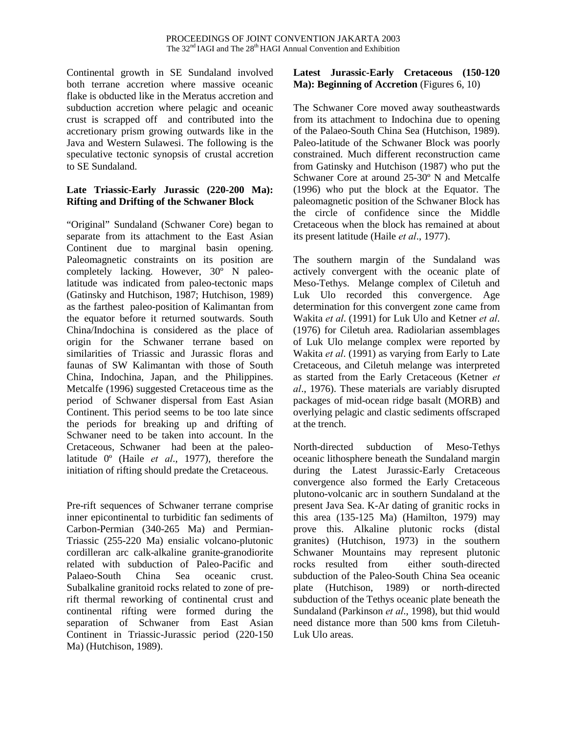Continental growth in SE Sundaland involved both terrane accretion where massive oceanic flake is obducted like in the Meratus accretion and subduction accretion where pelagic and oceanic crust is scrapped off and contributed into the accretionary prism growing outwards like in the Java and Western Sulawesi. The following is the speculative tectonic synopsis of crustal accretion to SE Sundaland.

**Late Triassic-Early Jurassic (220-200 Ma): Rifting and Drifting of the Schwaner Block**

"Original" Sundaland (Schwaner Core) began to separate from its attachment to the East Asian Continent due to marginal basin opening. Paleomagnetic constraints on its position are completely lacking. However, 30º N paleo-latitude was indicated from paleo-tectonic maps (Gatinsky and Hutchison, 1987; Hutchison, 1989) as the farthest paleo-position of Kalimantan from the equator before it returned soutwards. South China/Indochina is considered as the place of origin for the Schwaner terrane based on similarities of Triassic and Jurassic floras and faunas of SW Kalimantan with those of South China, Indochina, Japan, and the Philippines. Metcalfe (1996) suggested Cretaceous time as the period of Schwaner dispersal from East Asian Continent. This period seems to be too late since the periods for breaking up and drifting of Schwaner need to be taken into account. In the Cretaceous, Schwaner had been at the paleo-latitude 0º (Haile *et al*., 1977), therefore the initiation of rifting should predate the Cretaceous.

Pre-rift sequences of Schwaner terrane comprise inner epicontinental to turbiditic fan sediments of Carbon-Permian (340-265 Ma) and Permian-Triassic (255-220 Ma) ensialic volcano-plutonic cordilleran arc calk-alkaline granite-granodiorite related with subduction of Paleo-Pacific and Palaeo-South China Sea oceanic crust. Subalkaline granitoid rocks related to zone of pre-rift thermal reworking of continental crust and continental rifting were formed during the separation of Schwaner from East Asian Continent in Triassic-Jurassic period (220-150 Ma) (Hutchison, 1989).

**Latest Jurassic-Early Cretaceous (150-120 Ma): Beginning of Accretion** (Figures 6, 10)

The Schwaner Core moved away southeastwards from its attachment to Indochina due to opening of the Palaeo-South China Sea (Hutchison, 1989). Paleo-latitude of the Schwaner Block was poorly constrained. Much different reconstruction came from Gatinsky and Hutchison (1987) who put the Schwaner Core at around 25-30º N and Metcalfe (1996) who put the block at the Equator. The paleomagnetic position of the Schwaner Block has the circle of confidence since the Middle Cretaceous when the block has remained at about its present latitude (Haile *et al*., 1977).

The southern margin of the Sundaland was actively convergent with the oceanic plate of Meso-Tethys. Melange complex of Ciletuh and Luk Ulo recorded this convergence. Age determination for this convergent zone came from Wakita *et al*. (1991) for Luk Ulo and Ketner *et al*. (1976) for Ciletuh area. Radiolarian assemblages of Luk Ulo melange complex were reported by Wakita *et al*. (1991) as varying from Early to Late Cretaceous, and Ciletuh melange was interpreted as started from the Early Cretaceous (Ketner *et al*., 1976). These materials are variably disrupted packages of mid-ocean ridge basalt (MORB) and overlying pelagic and clastic sediments offscraped at the trench.

North-directed subduction of Meso-Tethys oceanic lithosphere beneath the Sundaland margin during the Latest Jurassic-Early Cretaceous convergence also formed the Early Cretaceous plutono-volcanic arc in southern Sundaland at the present Java Sea. K-Ar dating of granitic rocks in this area (135-125 Ma) (Hamilton, 1979) may prove this. Alkaline plutonic rocks (distal granites) (Hutchison, 1973) in the southern Schwaner Mountains may represent plutonic rocks resulted from either south-directed subduction of the Paleo-South China Sea oceanic plate (Hutchison, 1989) or north-directed subduction of the Tethys oceanic plate beneath the Sundaland (Parkinson *et al*., 1998), but thid would need distance more than 500 kms from Ciletuh-Luk Ulo areas.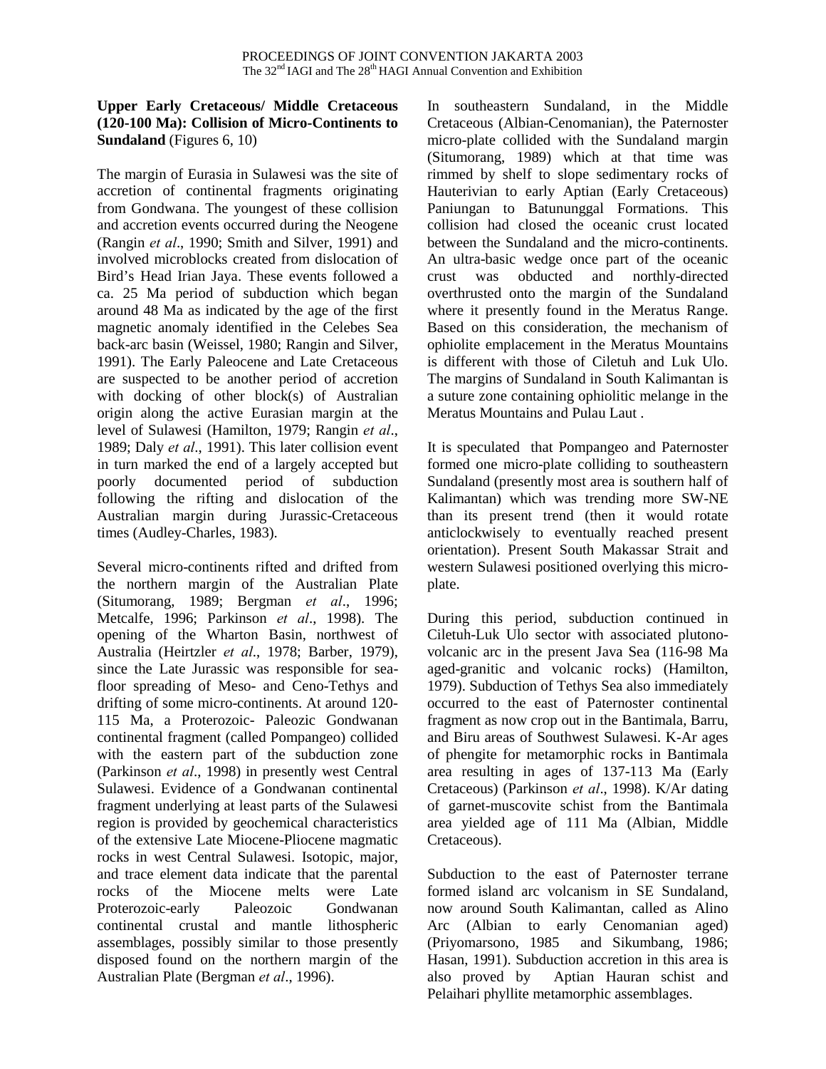**Upper Early Cretaceous/ Middle Cretaceous (120-100 Ma): Collision of Micro-Continents to Sundaland** (Figures 6, 10)

The margin of Eurasia in Sulawesi was the site of accretion of continental fragments originating from Gondwana. The youngest of these collision and accretion events occurred during the Neogene (Rangin *et al*., 1990; Smith and Silver, 1991) and involved microblocks created from dislocation of Bird's Head Irian Jaya. These events followed a ca. 25 Ma period of subduction which began around 48 Ma as indicated by the age of the first magnetic anomaly identified in the Celebes Sea back-arc basin (Weissel, 1980; Rangin and Silver, 1991). The Early Paleocene and Late Cretaceous are suspected to be another period of accretion with docking of other block(s) of Australian origin along the active Eurasian margin at the level of Sulawesi (Hamilton, 1979; Rangin *et al*., 1989; Daly *et al*., 1991). This later collision event in turn marked the end of a largely accepted but poorly documented period of subduction following the rifting and dislocation of the Australian margin during Jurassic-Cretaceous times (Audley-Charles, 1983).

Several micro-continents rifted and drifted from the northern margin of the Australian Plate (Situmorang, 1989; Bergman *et al*., 1996; Metcalfe, 1996; Parkinson *et al*., 1998). The opening of the Wharton Basin, northwest of Australia (Heirtzler *et al*., 1978; Barber, 1979), since the Late Jurassic was responsible for sea-floor spreading of Meso- and Ceno-Tethys and drifting of some micro-continents. At around 120-115 Ma, a Proterozoic- Paleozic Gondwanan continental fragment (called Pompangeo) collided with the eastern part of the subduction zone (Parkinson *et al*., 1998) in presently west Central Sulawesi. Evidence of a Gondwanan continental fragment underlying at least parts of the Sulawesi region is provided by geochemical characteristics of the extensive Late Miocene-Pliocene magmatic rocks in west Central Sulawesi. Isotopic, major, and trace element data indicate that the parental rocks of the Miocene melts were Late Proterozoic-early Paleozoic Gondwanan continental crustal and mantle lithospheric assemblages, possibly similar to those presently disposed found on the northern margin of the Australian Plate (Bergman *et al*., 1996).

In southeastern Sundaland, in the Middle Cretaceous (Albian-Cenomanian), the Paternoster micro-plate collided with the Sundaland margin (Situmorang, 1989) which at that time was rimmed by shelf to slope sedimentary rocks of Hauterivian to early Aptian (Early Cretaceous) Paniungan to Batununggal Formations. This collision had closed the oceanic crust located between the Sundaland and the micro-continents. An ultra-basic wedge once part of the oceanic crust was obducted and northly-directed overthrusted onto the margin of the Sundaland where it presently found in the Meratus Range. Based on this consideration, the mechanism of ophiolite emplacement in the Meratus Mountains is different with those of Ciletuh and Luk Ulo. The margins of Sundaland in South Kalimantan is a suture zone containing ophiolitic melange in the Meratus Mountains and Pulau Laut .

It is speculated that Pompangeo and Paternoster formed one micro-plate colliding to southeastern Sundaland (presently most area is southern half of Kalimantan) which was trending more SW-NE than its present trend (then it would rotate anticlockwisely to eventually reached present orientation). Present South Makassar Strait and western Sulawesi positioned overlying this micro-plate.

During this period, subduction continued in Ciletuh-Luk Ulo sector with associated plutono-volcanic arc in the present Java Sea (116-98 Ma aged-granitic and volcanic rocks) (Hamilton, 1979). Subduction of Tethys Sea also immediately occurred to the east of Paternoster continental fragment as now crop out in the Bantimala, Barru, and Biru areas of Southwest Sulawesi. K-Ar ages of phengite for metamorphic rocks in Bantimala area resulting in ages of 137-113 Ma (Early Cretaceous) (Parkinson *et al*., 1998). K/Ar dating of garnet-muscovite schist from the Bantimala area yielded age of 111 Ma (Albian, Middle Cretaceous).

Subduction to the east of Paternoster terrane formed island arc volcanism in SE Sundaland, now around South Kalimantan, called as Alino Arc (Albian to early Cenomanian aged) (Priyomarsono, 1985 and Sikumbang, 1986; Hasan, 1991). Subduction accretion in this area is also proved by Aptian Hauran schist and Pelaihari phyllite metamorphic assemblages.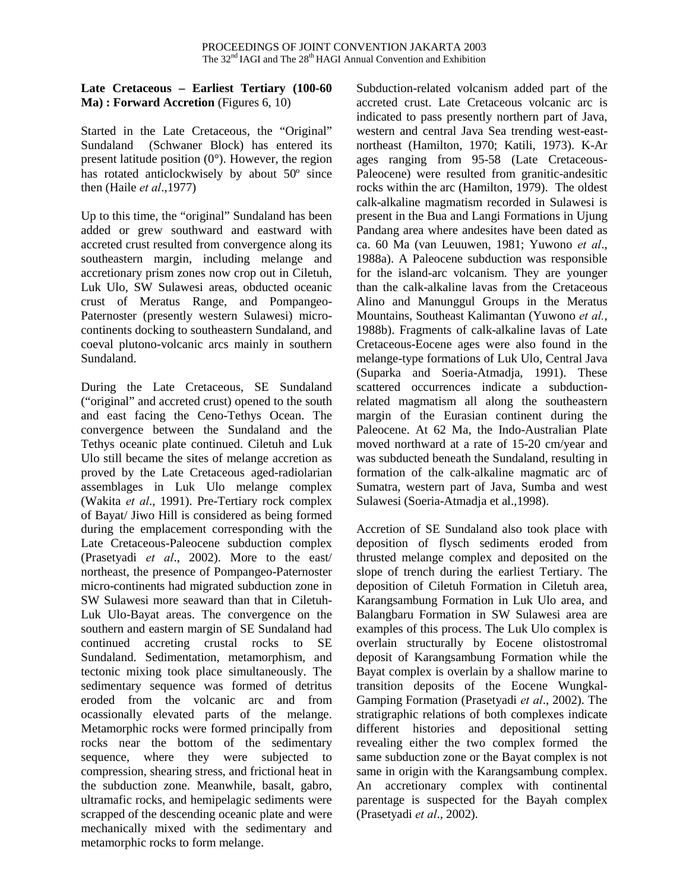**Late Cretaceous – Earliest Tertiary (100-60 Ma) : Forward Accretion** (Figures 6, 10)

Started in the Late Cretaceous, the "Original" Sundaland (Schwaner Block) has entered its present latitude position (0°). However, the region has rotated anticlockwisely by about 50º since then (Haile *et al*.,1977)

Up to this time, the "original" Sundaland has been added or grew southward and eastward with accreted crust resulted from convergence along its southeastern margin, including melange and accretionary prism zones now crop out in Ciletuh, Luk Ulo, SW Sulawesi areas, obducted oceanic crust of Meratus Range, and Pompangeo-Paternoster (presently western Sulawesi) micro-continents docking to southeastern Sundaland, and coeval plutono-volcanic arcs mainly in southern Sundaland.

During the Late Cretaceous, SE Sundaland ("original" and accreted crust) opened to the south and east facing the Ceno-Tethys Ocean. The convergence between the Sundaland and the Tethys oceanic plate continued. Ciletuh and Luk Ulo still became the sites of melange accretion as proved by the Late Cretaceous aged-radiolarian assemblages in Luk Ulo melange complex (Wakita *et al*., 1991). Pre-Tertiary rock complex of Bayat/ Jiwo Hill is considered as being formed during the emplacement corresponding with the Late Cretaceous-Paleocene subduction complex (Prasetyadi *et al*., 2002). More to the east/ northeast, the presence of Pompangeo-Paternoster micro-continents had migrated subduction zone in SW Sulawesi more seaward than that in Ciletuh-Luk Ulo-Bayat areas. The convergence on the southern and eastern margin of SE Sundaland had continued accreting crustal rocks to SE Sundaland. Sedimentation, metamorphism, and tectonic mixing took place simultaneously. The sedimentary sequence was formed of detritus eroded from the volcanic arc and from ocassionally elevated parts of the melange. Metamorphic rocks were formed principally from rocks near the bottom of the sedimentary sequence, where they were subjected to compression, shearing stress, and frictional heat in the subduction zone. Meanwhile, basalt, gabro, ultramafic rocks, and hemipelagic sediments were scrapped of the descending oceanic plate and were mechanically mixed with the sedimentary and metamorphic rocks to form melange.

Subduction-related volcanism added part of the accreted crust. Late Cretaceous volcanic arc is indicated to pass presently northern part of Java, western and central Java Sea trending west-east-northeast (Hamilton, 1970; Katili, 1973). K-Ar ages ranging from 95-58 (Late Cretaceous-Paleocene) were resulted from granitic-andesitic rocks within the arc (Hamilton, 1979). The oldest calk-alkaline magmatism recorded in Sulawesi is present in the Bua and Langi Formations in Ujung Pandang area where andesites have been dated as ca. 60 Ma (van Leuuwen, 1981; Yuwono *et al*., 1988a). A Paleocene subduction was responsible for the island-arc volcanism. They are younger than the calk-alkaline lavas from the Cretaceous Alino and Manunggul Groups in the Meratus Mountains, Southeast Kalimantan (Yuwono *et al.*, 1988b). Fragments of calk-alkaline lavas of Late Cretaceous-Eocene ages were also found in the melange-type formations of Luk Ulo, Central Java (Suparka and Soeria-Atmadja, 1991). These scattered occurrences indicate a subduction-related magmatism all along the southeastern margin of the Eurasian continent during the Paleocene. At 62 Ma, the Indo-Australian Plate moved northward at a rate of 15-20 cm/year and was subducted beneath the Sundaland, resulting in formation of the calk-alkaline magmatic arc of Sumatra, western part of Java, Sumba and west Sulawesi (Soeria-Atmadja et al.,1998).

Accretion of SE Sundaland also took place with deposition of flysch sediments eroded from thrusted melange complex and deposited on the slope of trench during the earliest Tertiary. The deposition of Ciletuh Formation in Ciletuh area, Karangsambung Formation in Luk Ulo area, and Balangbaru Formation in SW Sulawesi area are examples of this process. The Luk Ulo complex is overlain structurally by Eocene olistostromal deposit of Karangsambung Formation while the Bayat complex is overlain by a shallow marine to transition deposits of the Eocene Wungkal-Gamping Formation (Prasetyadi *et al*., 2002). The stratigraphic relations of both complexes indicate different histories and depositional setting revealing either the two complex formed the same subduction zone or the Bayat complex is not same in origin with the Karangsambung complex. An accretionary complex with continental parentage is suspected for the Bayah complex (Prasetyadi *et al*., 2002).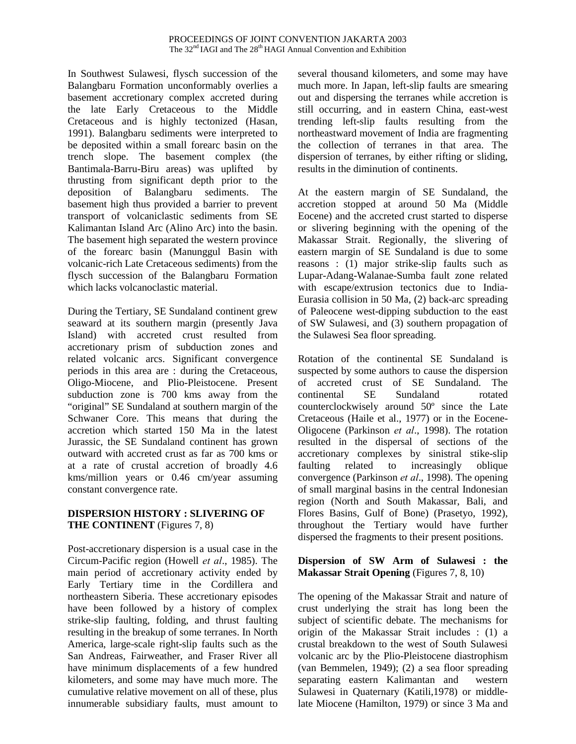In Southwest Sulawesi, flysch succession of the Balangbaru Formation unconformably overlies a basement accretionary complex accreted during the late Early Cretaceous to the Middle Cretaceous and is highly tectonized (Hasan, 1991). Balangbaru sediments were interpreted to be deposited within a small forearc basin on the trench slope. The basement complex (the Bantimala-Barru-Biru areas) was uplifted by thrusting from significant depth prior to the deposition of Balangbaru sediments. The basement high thus provided a barrier to prevent transport of volcaniclastic sediments from SE Kalimantan Island Arc (Alino Arc) into the basin. The basement high separated the western province of the forearc basin (Manunggul Basin with volcanic-rich Late Cretaceous sediments) from the flysch succession of the Balangbaru Formation which lacks volcanoclastic material.

During the Tertiary, SE Sundaland continent grew seaward at its southern margin (presently Java Island) with accreted crust resulted from accretionary prism of subduction zones and related volcanic arcs. Significant convergence periods in this area are : during the Cretaceous, Oligo-Miocene, and Plio-Pleistocene. Present subduction zone is 700 kms away from the "original" SE Sundaland at southern margin of the Schwaner Core. This means that during the accretion which started 150 Ma in the latest Jurassic, the SE Sundaland continent has grown outward with accreted crust as far as 700 kms or at a rate of crustal accretion of broadly 4.6 kms/million years or 0.46 cm/year assuming constant convergence rate.

## DISPERSION HISTORY : SLIVERING OF THE CONTINENT (Figures 7, 8)

Post-accretionary dispersion is a usual case in the Circum-Pacific region (Howell *et al*., 1985). The main period of accretionary activity ended by Early Tertiary time in the Cordillera and northeastern Siberia. These accretionary episodes have been followed by a history of complex strike-slip faulting, folding, and thrust faulting resulting in the breakup of some terranes. In North America, large-scale right-slip faults such as the San Andreas, Fairweather, and Fraser River all have minimum displacements of a few hundred kilometers, and some may have much more. The cumulative relative movement on all of these, plus innumerable subsidiary faults, must amount to several thousand kilometers, and some may have much more. In Japan, left-slip faults are smearing out and dispersing the terranes while accretion is still occurring, and in eastern China, east-west trending left-slip faults resulting from the northeastward movement of India are fragmenting the collection of terranes in that area. The dispersion of terranes, by either rifting or sliding, results in the diminution of continents.

At the eastern margin of SE Sundaland, the accretion stopped at around 50 Ma (Middle Eocene) and the accreted crust started to disperse or slivering beginning with the opening of the Makassar Strait. Regionally, the slivering of eastern margin of SE Sundaland is due to some reasons : (1) major strike-slip faults such as Lupar-Adang-Walanae-Sumba fault zone related with escape/extrusion tectonics due to India-Eurasia collision in 50 Ma, (2) back-arc spreading of Paleocene west-dipping subduction to the east of SW Sulawesi, and (3) southern propagation of the Sulawesi Sea floor spreading.

Rotation of the continental SE Sundaland is suspected by some authors to cause the dispersion of accreted crust of SE Sundaland. The continental SE Sundaland rotated counterclockwisely around 50º since the Late Cretaceous (Haile et al., 1977) or in the Eocene-Oligocene (Parkinson *et al*., 1998). The rotation resulted in the dispersal of sections of the accretionary complexes by sinistral stike-slip faulting related to increasingly oblique convergence (Parkinson *et al*., 1998). The opening of small marginal basins in the central Indonesian region (North and South Makassar, Bali, and Flores Basins, Gulf of Bone) (Prasetyo, 1992), throughout the Tertiary would have further dispersed the fragments to their present positions.

### Dispersion of SW Arm of Sulawesi : the Makassar Strait Opening (Figures 7, 8, 10)

The opening of the Makassar Strait and nature of crust underlying the strait has long been the subject of scientific debate. The mechanisms for origin of the Makassar Strait includes : (1) a crustal breakdown to the west of South Sulawesi volcanic arc by the Plio-Pleistocene diastrophism (van Bemmelen, 1949); (2) a sea floor spreading separating eastern Kalimantan and western Sulawesi in Quaternary (Katili,1978) or middle-late Miocene (Hamilton, 1979) or since 3 Ma and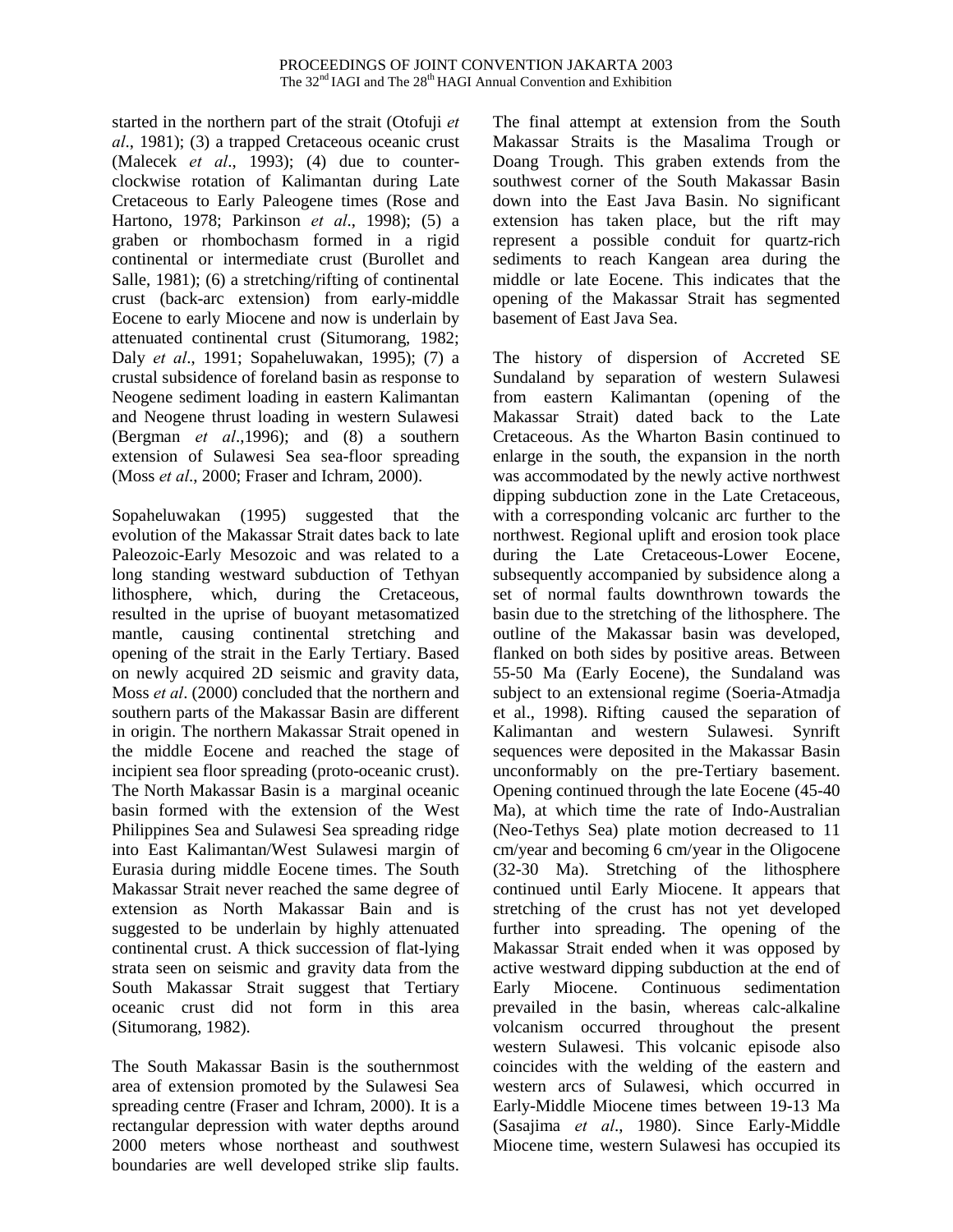started in the northern part of the strait (Otofuji *et al*., 1981); (3) a trapped Cretaceous oceanic crust (Malecek *et al*., 1993); (4) due to counter-clockwise rotation of Kalimantan during Late Cretaceous to Early Paleogene times (Rose and Hartono, 1978; Parkinson *et al*., 1998); (5) a graben or rhombochasm formed in a rigid continental or intermediate crust (Burollet and Salle, 1981); (6) a stretching/rifting of continental crust (back-arc extension) from early-middle Eocene to early Miocene and now is underlain by attenuated continental crust (Situmorang, 1982; Daly *et al*., 1991; Sopaheluwakan, 1995); (7) a crustal subsidence of foreland basin as response to Neogene sediment loading in eastern Kalimantan and Neogene thrust loading in western Sulawesi (Bergman *et al*.,1996); and (8) a southern extension of Sulawesi Sea sea-floor spreading (Moss *et al*., 2000; Fraser and Ichram, 2000).

Sopaheluwakan (1995) suggested that the evolution of the Makassar Strait dates back to late Paleozoic-Early Mesozoic and was related to a long standing westward subduction of Tethyan lithosphere, which, during the Cretaceous, resulted in the uprise of buoyant metasomatized mantle, causing continental stretching and opening of the strait in the Early Tertiary. Based on newly acquired 2D seismic and gravity data, Moss *et al*. (2000) concluded that the northern and southern parts of the Makassar Basin are different in origin. The northern Makassar Strait opened in the middle Eocene and reached the stage of incipient sea floor spreading (proto-oceanic crust). The North Makassar Basin is a marginal oceanic basin formed with the extension of the West Philippines Sea and Sulawesi Sea spreading ridge into East Kalimantan/West Sulawesi margin of Eurasia during middle Eocene times. The South Makassar Strait never reached the same degree of extension as North Makassar Bain and is suggested to be underlain by highly attenuated continental crust. A thick succession of flat-lying strata seen on seismic and gravity data from the South Makassar Strait suggest that Tertiary oceanic crust did not form in this area (Situmorang, 1982).

The South Makassar Basin is the southernmost area of extension promoted by the Sulawesi Sea spreading centre (Fraser and Ichram, 2000). It is a rectangular depression with water depths around 2000 meters whose northeast and southwest boundaries are well developed strike slip faults. The final attempt at extension from the South Makassar Straits is the Masalima Trough or Doang Trough. This graben extends from the southwest corner of the South Makassar Basin down into the East Java Basin. No significant extension has taken place, but the rift may represent a possible conduit for quartz-rich sediments to reach Kangean area during the middle or late Eocene. This indicates that the opening of the Makassar Strait has segmented basement of East Java Sea.

The history of dispersion of Accreted SE Sundaland by separation of western Sulawesi from eastern Kalimantan (opening of the Makassar Strait) dated back to the Late Cretaceous. As the Wharton Basin continued to enlarge in the south, the expansion in the north was accommodated by the newly active northwest dipping subduction zone in the Late Cretaceous, with a corresponding volcanic arc further to the northwest. Regional uplift and erosion took place during the Late Cretaceous-Lower Eocene, subsequently accompanied by subsidence along a set of normal faults downthrown towards the basin due to the stretching of the lithosphere. The outline of the Makassar basin was developed, flanked on both sides by positive areas. Between 55-50 Ma (Early Eocene), the Sundaland was subject to an extensional regime (Soeria-Atmadja et al., 1998). Rifting caused the separation of Kalimantan and western Sulawesi. Synrift sequences were deposited in the Makassar Basin unconformably on the pre-Tertiary basement. Opening continued through the late Eocene (45-40 Ma), at which time the rate of Indo-Australian (Neo-Tethys Sea) plate motion decreased to 11 cm/year and becoming 6 cm/year in the Oligocene (32-30 Ma). Stretching of the lithosphere continued until Early Miocene. It appears that stretching of the crust has not yet developed further into spreading. The opening of the Makassar Strait ended when it was opposed by active westward dipping subduction at the end of Early Miocene. Continuous sedimentation prevailed in the basin, whereas calc-alkaline volcanism occurred throughout the present western Sulawesi. This volcanic episode also coincides with the welding of the eastern and western arcs of Sulawesi, which occurred in Early-Middle Miocene times between 19-13 Ma (Sasajima *et al*., 1980). Since Early-Middle Miocene time, western Sulawesi has occupied its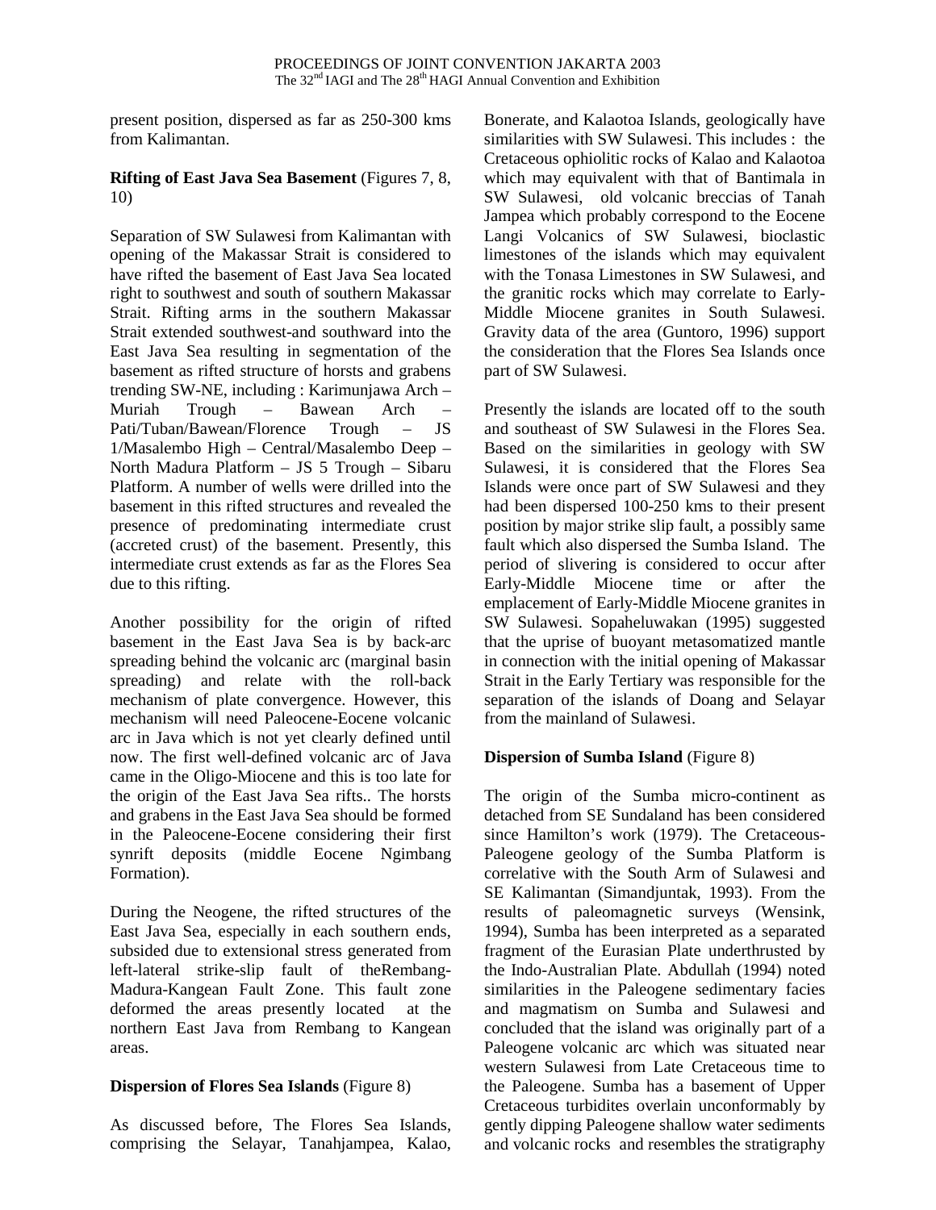present position, dispersed as far as 250-300 kms from Kalimantan.

**Rifting of East Java Sea Basement** (Figures 7, 8, 10)

Separation of SW Sulawesi from Kalimantan with opening of the Makassar Strait is considered to have rifted the basement of East Java Sea located right to southwest and south of southern Makassar Strait. Rifting arms in the southern Makassar Strait extended southwest-and southward into the East Java Sea resulting in segmentation of the basement as rifted structure of horsts and grabens trending SW-NE, including : Karimunjawa Arch – Muriah Trough – Bawean Arch – Pati/Tuban/Bawean/Florence Trough – JS 1/Masalembo High – Central/Masalembo Deep – North Madura Platform – JS 5 Trough – Sibaru Platform. A number of wells were drilled into the basement in this rifted structures and revealed the presence of predominating intermediate crust (accreted crust) of the basement. Presently, this intermediate crust extends as far as the Flores Sea due to this rifting.

Another possibility for the origin of rifted basement in the East Java Sea is by back-arc spreading behind the volcanic arc (marginal basin spreading) and relate with the roll-back mechanism of plate convergence. However, this mechanism will need Paleocene-Eocene volcanic arc in Java which is not yet clearly defined until now. The first well-defined volcanic arc of Java came in the Oligo-Miocene and this is too late for the origin of the East Java Sea rifts.. The horsts and grabens in the East Java Sea should be formed in the Paleocene-Eocene considering their first synrift deposits (middle Eocene Ngimbang Formation).

During the Neogene, the rifted structures of the East Java Sea, especially in each southern ends, subsided due to extensional stress generated from left-lateral strike-slip fault of theRembang-Madura-Kangean Fault Zone. This fault zone deformed the areas presently located at the northern East Java from Rembang to Kangean areas.

**Dispersion of Flores Sea Islands** (Figure 8)

As discussed before, The Flores Sea Islands, comprising the Selayar, Tanahjampea, Kalao, Bonerate, and Kalaotoa Islands, geologically have similarities with SW Sulawesi. This includes : the Cretaceous ophiolitic rocks of Kalao and Kalaotoa which may equivalent with that of Bantimala in SW Sulawesi, old volcanic breccias of Tanah Jampea which probably correspond to the Eocene Langi Volcanics of SW Sulawesi, bioclastic limestones of the islands which may equivalent with the Tonasa Limestones in SW Sulawesi, and the granitic rocks which may correlate to Early-Middle Miocene granites in South Sulawesi. Gravity data of the area (Guntoro, 1996) support the consideration that the Flores Sea Islands once part of SW Sulawesi.

Presently the islands are located off to the south and southeast of SW Sulawesi in the Flores Sea. Based on the similarities in geology with SW Sulawesi, it is considered that the Flores Sea Islands were once part of SW Sulawesi and they had been dispersed 100-250 kms to their present position by major strike slip fault, a possibly same fault which also dispersed the Sumba Island. The period of slivering is considered to occur after Early-Middle Miocene time or after the emplacement of Early-Middle Miocene granites in SW Sulawesi. Sopaheluwakan (1995) suggested that the uprise of buoyant metasomatized mantle in connection with the initial opening of Makassar Strait in the Early Tertiary was responsible for the separation of the islands of Doang and Selayar from the mainland of Sulawesi.

**Dispersion of Sumba Island** (Figure 8)

The origin of the Sumba micro-continent as detached from SE Sundaland has been considered since Hamilton's work (1979). The Cretaceous-Paleogene geology of the Sumba Platform is correlative with the South Arm of Sulawesi and SE Kalimantan (Simandjuntak, 1993). From the results of paleomagnetic surveys (Wensink, 1994), Sumba has been interpreted as a separated fragment of the Eurasian Plate underthrusted by the Indo-Australian Plate. Abdullah (1994) noted similarities in the Paleogene sedimentary facies and magmatism on Sumba and Sulawesi and concluded that the island was originally part of a Paleogene volcanic arc which was situated near western Sulawesi from Late Cretaceous time to the Paleogene. Sumba has a basement of Upper Cretaceous turbidites overlain unconformably by gently dipping Paleogene shallow water sediments and volcanic rocks and resembles the stratigraphy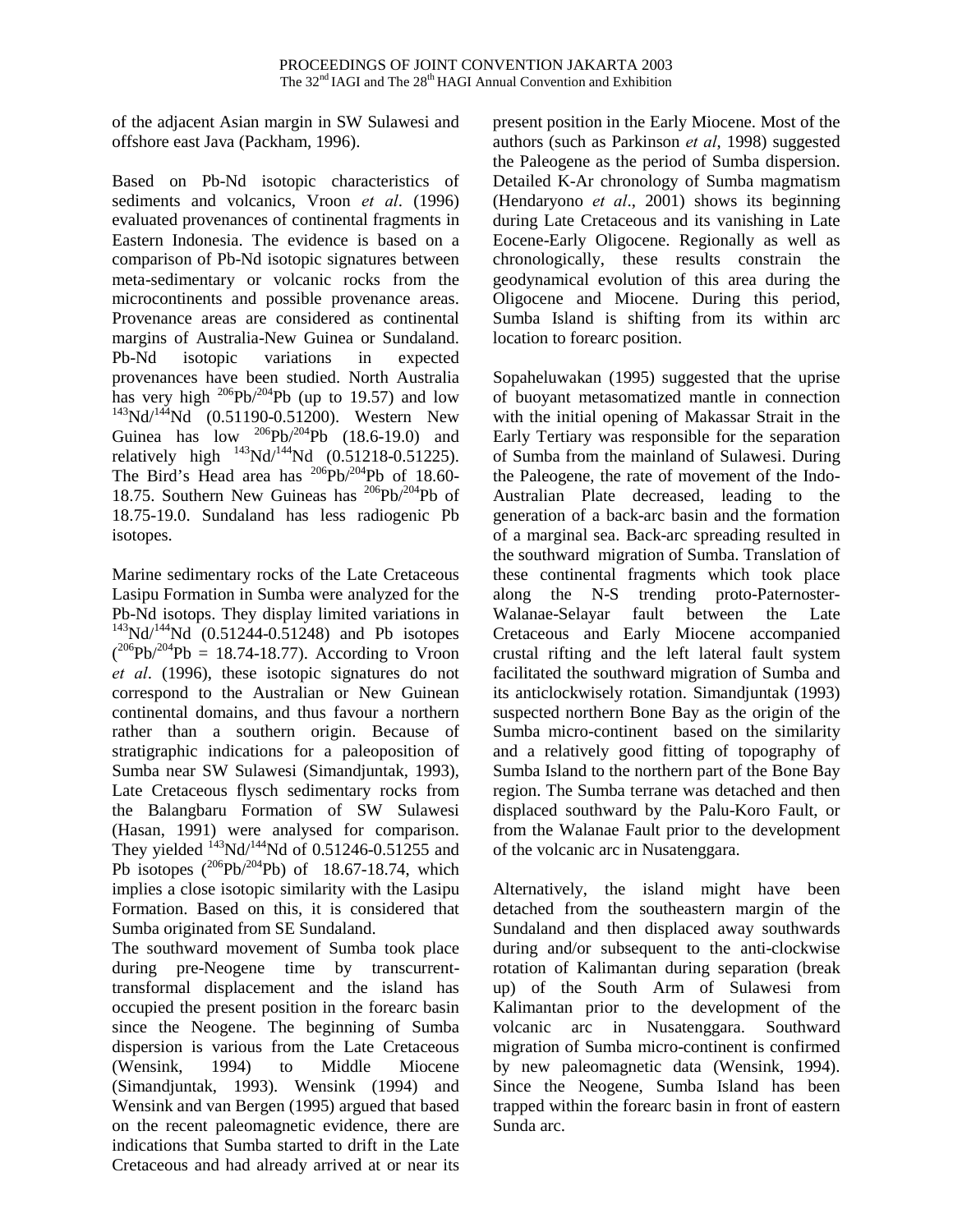of the adjacent Asian margin in SW Sulawesi and offshore east Java (Packham, 1996).

Based on Pb-Nd isotopic characteristics of sediments and volcanics, Vroon *et al*. (1996) evaluated provenances of continental fragments in Eastern Indonesia. The evidence is based on a comparison of Pb-Nd isotopic signatures between meta-sedimentary or volcanic rocks from the microcontinents and possible provenance areas. Provenance areas are considered as continental margins of Australia-New Guinea or Sundaland. Pb-Nd isotopic variations in expected provenances have been studied. North Australia has very high $^{206}Pb/^{204}Pb$ (up to 19.57) and low $^{143}Nd/^{144}Nd$ (0.51190-0.51200). Western New Guinea has low $^{206}Pb/^{204}Pb$ (18.6-19.0) and relatively high $^{143}Nd/^{144}Nd$ (0.51218-0.51225). The Bird's Head area has $^{206}Pb/^{204}Pb$ of 18.60-18.75. Southern New Guineas has $^{206}Pb/^{204}Pb$ of 18.75-19.0. Sundaland has less radiogenic Pb isotopes.

Marine sedimentary rocks of the Late Cretaceous Lasipu Formation in Sumba were analyzed for the Pb-Nd isotops. They display limited variations in $^{143}Nd/^{144}Nd$ (0.51244-0.51248) and Pb isotopes ($^{206}Pb/^{204}Pb$ = 18.74-18.77). According to Vroon *et al*. (1996), these isotopic signatures do not correspond to the Australian or New Guinean continental domains, and thus favour a northern rather than a southern origin. Because of stratigraphic indications for a paleoposition of Sumba near SW Sulawesi (Simandjuntak, 1993), Late Cretaceous flysch sedimentary rocks from the Balangbaru Formation of SW Sulawesi (Hasan, 1991) were analysed for comparison. They yielded $^{143}Nd/^{144}Nd$ of 0.51246-0.51255 and Pb isotopes ($^{206}Pb/^{204}Pb$) of 18.67-18.74, which implies a close isotopic similarity with the Lasipu Formation. Based on this, it is considered that Sumba originated from SE Sundaland.

The southward movement of Sumba took place during pre-Neogene time by transcurrent-transformal displacement and the island has occupied the present position in the forearc basin since the Neogene. The beginning of Sumba dispersion is various from the Late Cretaceous (Wensink, 1994) to Middle Miocene (Simandjuntak, 1993). Wensink (1994) and Wensink and van Bergen (1995) argued that based on the recent paleomagnetic evidence, there are indications that Sumba started to drift in the Late Cretaceous and had already arrived at or near its present position in the Early Miocene. Most of the authors (such as Parkinson *et al*, 1998) suggested the Paleogene as the period of Sumba dispersion. Detailed K-Ar chronology of Sumba magmatism (Hendaryono *et al*., 2001) shows its beginning during Late Cretaceous and its vanishing in Late Eocene-Early Oligocene. Regionally as well as chronologically, these results constrain the geodynamical evolution of this area during the Oligocene and Miocene. During this period, Sumba Island is shifting from its within arc location to forearc position.

Sopaheluwakan (1995) suggested that the uprise of buoyant metasomatized mantle in connection with the initial opening of Makassar Strait in the Early Tertiary was responsible for the separation of Sumba from the mainland of Sulawesi. During the Paleogene, the rate of movement of the Indo-Australian Plate decreased, leading to the generation of a back-arc basin and the formation of a marginal sea. Back-arc spreading resulted in the southward migration of Sumba. Translation of these continental fragments which took place along the N-S trending proto-Paternoster-Walanae-Selayar fault between the Late Cretaceous and Early Miocene accompanied crustal rifting and the left lateral fault system facilitated the southward migration of Sumba and its anticlockwisely rotation. Simandjuntak (1993) suspected northern Bone Bay as the origin of the Sumba micro-continent based on the similarity and a relatively good fitting of topography of Sumba Island to the northern part of the Bone Bay region. The Sumba terrane was detached and then displaced southward by the Palu-Koro Fault, or from the Walanae Fault prior to the development of the volcanic arc in Nusatenggara.

Alternatively, the island might have been detached from the southeastern margin of the Sundaland and then displaced away southwards during and/or subsequent to the anti-clockwise rotation of Kalimantan during separation (break up) of the South Arm of Sulawesi from Kalimantan prior to the development of the volcanic arc in Nusatenggara. Southward migration of Sumba micro-continent is confirmed by new paleomagnetic data (Wensink, 1994). Since the Neogene, Sumba Island has been trapped within the forearc basin in front of eastern Sunda arc.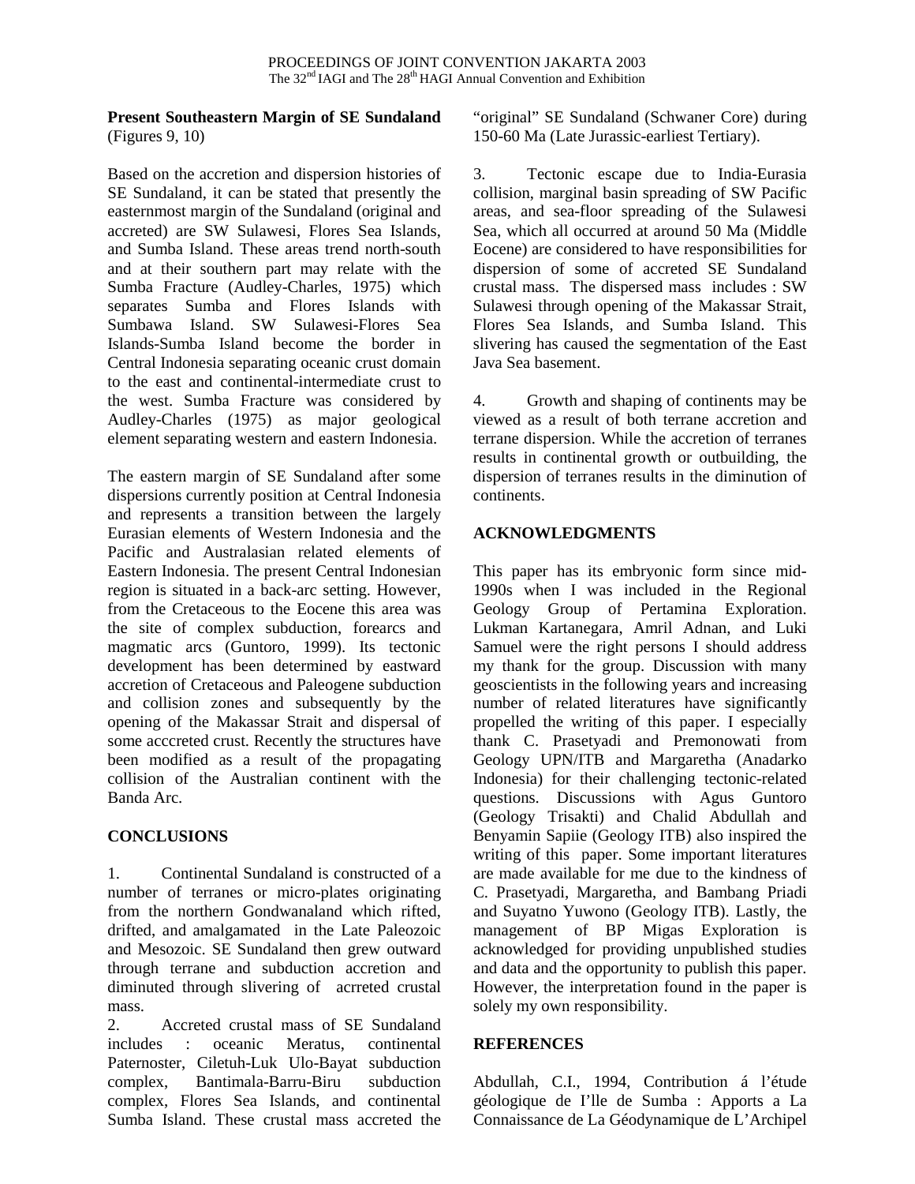**Present Southeastern Margin of SE Sundaland** (Figures 9, 10)

Based on the accretion and dispersion histories of SE Sundaland, it can be stated that presently the easternmost margin of the Sundaland (original and accreted) are SW Sulawesi, Flores Sea Islands, and Sumba Island. These areas trend north-south and at their southern part may relate with the Sumba Fracture (Audley-Charles, 1975) which separates Sumba and Flores Islands with Sumbawa Island. SW Sulawesi-Flores Sea Islands-Sumba Island become the border in Central Indonesia separating oceanic crust domain to the east and continental-intermediate crust to the west. Sumba Fracture was considered by Audley-Charles (1975) as major geological element separating western and eastern Indonesia.

The eastern margin of SE Sundaland after some dispersions currently position at Central Indonesia and represents a transition between the largely Eurasian elements of Western Indonesia and the Pacific and Australasian related elements of Eastern Indonesia. The present Central Indonesian region is situated in a back-arc setting. However, from the Cretaceous to the Eocene this area was the site of complex subduction, forearcs and magmatic arcs (Guntoro, 1999). Its tectonic development has been determined by eastward accretion of Cretaceous and Paleogene subduction and collision zones and subsequently by the opening of the Makassar Strait and dispersal of some acccreted crust. Recently the structures have been modified as a result of the propagating collision of the Australian continent with the Banda Arc.

## CONCLUSIONS

1. Continental Sundaland is constructed of a number of terranes or micro-plates originating from the northern Gondwanaland which rifted, drifted, and amalgamated in the Late Paleozoic and Mesozoic. SE Sundaland then grew outward through terrane and subduction accretion and diminuted through slivering of acrreted crustal mass.
2. Accreted crustal mass of SE Sundaland includes : oceanic Meratus, continental Paternoster, Ciletuh-Luk Ulo-Bayat subduction complex, Bantimala-Barru-Biru subduction complex, Flores Sea Islands, and continental Sumba Island. These crustal mass accreted the "original" SE Sundaland (Schwaner Core) during 150-60 Ma (Late Jurassic-earliest Tertiary).
3. Tectonic escape due to India-Eurasia collision, marginal basin spreading of SW Pacific areas, and sea-floor spreading of the Sulawesi Sea, which all occurred at around 50 Ma (Middle Eocene) are considered to have responsibilities for dispersion of some of accreted SE Sundaland crustal mass. The dispersed mass includes : SW Sulawesi through opening of the Makassar Strait, Flores Sea Islands, and Sumba Island. This slivering has caused the segmentation of the East Java Sea basement.
4. Growth and shaping of continents may be viewed as a result of both terrane accretion and terrane dispersion. While the accretion of terranes results in continental growth or outbuilding, the dispersion of terranes results in the diminution of continents.

## ACKNOWLEDGMENTS

This paper has its embryonic form since mid-1990s when I was included in the Regional Geology Group of Pertamina Exploration. Lukman Kartanegara, Amril Adnan, and Luki Samuel were the right persons I should address my thank for the group. Discussion with many geoscientists in the following years and increasing number of related literatures have significantly propelled the writing of this paper. I especially thank C. Prasetyadi and Premonowati from Geology UPN/ITB and Margaretha (Anadarko Indonesia) for their challenging tectonic-related questions. Discussions with Agus Guntoro (Geology Trisakti) and Chalid Abdullah and Benyamin Sapiie (Geology ITB) also inspired the writing of this paper. Some important literatures are made available for me due to the kindness of C. Prasetyadi, Margaretha, and Bambang Priadi and Suyatno Yuwono (Geology ITB). Lastly, the management of BP Migas Exploration is acknowledged for providing unpublished studies and data and the opportunity to publish this paper. However, the interpretation found in the paper is solely my own responsibility.

## REFERENCES

Abdullah, C.I., 1994, Contribution á l'étude géologique de I'lle de Sumba : Apports a La Connaissance de La Géodynamique de L'Archipel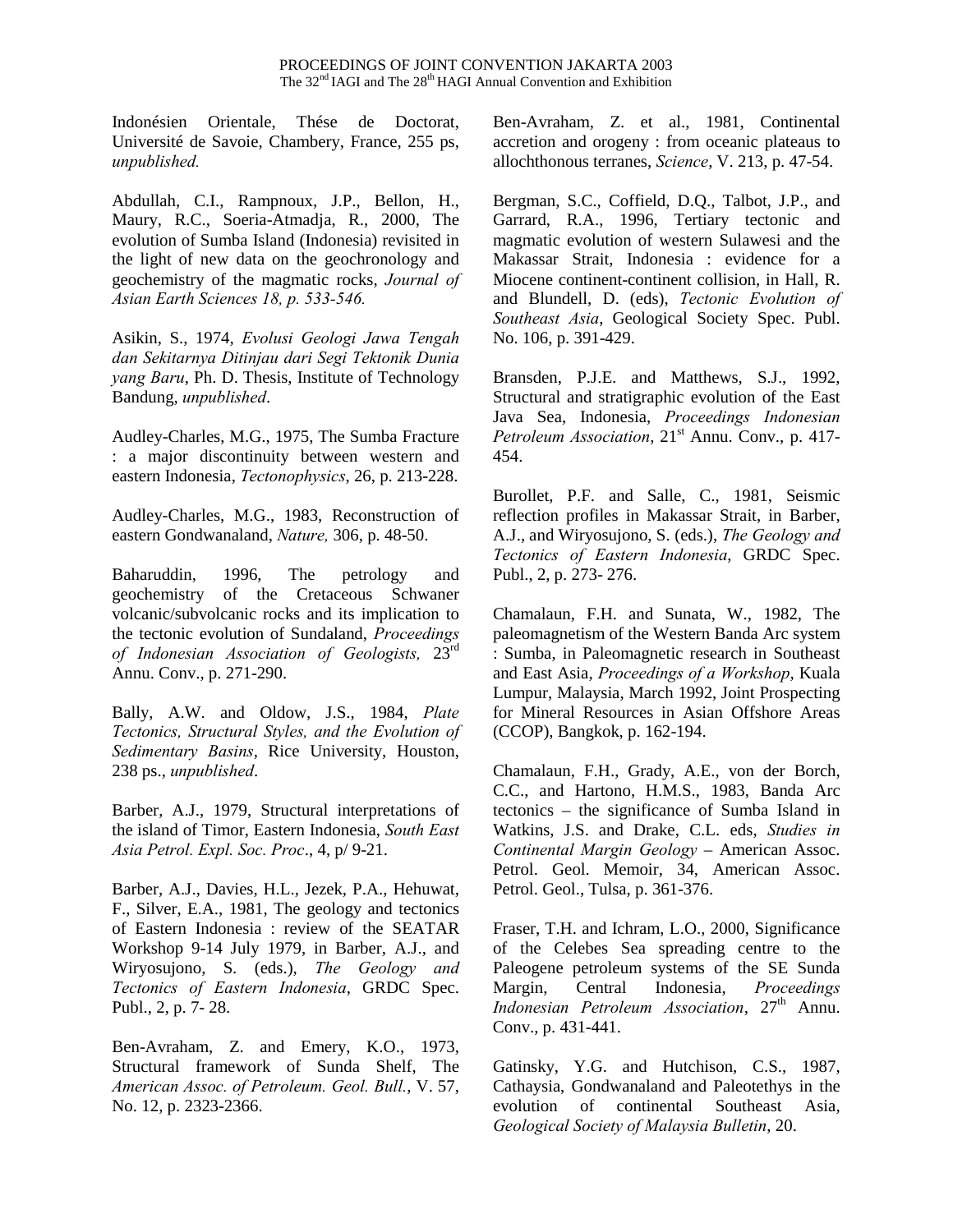Indonésien Orientale, Thése de Doctorat, Université de Savoie, Chambery, France, 255 ps, *unpublished.*

Abdullah, C.I., Rampnoux, J.P., Bellon, H., Maury, R.C., Soeria-Atmadja, R., 2000, The evolution of Sumba Island (Indonesia) revisited in the light of new data on the geochronology and geochemistry of the magmatic rocks, *Journal of Asian Earth Sciences 18, p. 533-546.*

Asikin, S., 1974, *Evolusi Geologi Jawa Tengah dan Sekitarnya Ditinjau dari Segi Tektonik Dunia yang Baru*, Ph. D. Thesis, Institute of Technology Bandung, *unpublished*.

Audley-Charles, M.G., 1975, The Sumba Fracture : a major discontinuity between western and eastern Indonesia, *Tectonophysics*, 26, p. 213-228.

Audley-Charles, M.G., 1983, Reconstruction of eastern Gondwanaland, *Nature,* 306, p. 48-50.

Baharuddin, 1996, The petrology and geochemistry of the Cretaceous Schwaner volcanic/subvolcanic rocks and its implication to the tectonic evolution of Sundaland, *Proceedings of Indonesian Association of Geologists,* 23rd Annu. Conv., p. 271-290.

Bally, A.W. and Oldow, J.S., 1984, *Plate Tectonics, Structural Styles, and the Evolution of Sedimentary Basins*, Rice University, Houston, 238 ps., *unpublished*.

Barber, A.J., 1979, Structural interpretations of the island of Timor, Eastern Indonesia, *South East Asia Petrol. Expl. Soc. Proc*., 4, p/ 9-21.

Barber, A.J., Davies, H.L., Jezek, P.A., Hehuwat, F., Silver, E.A., 1981, The geology and tectonics of Eastern Indonesia : review of the SEATAR Workshop 9-14 July 1979, in Barber, A.J., and Wiryosujono, S. (eds.), *The Geology and Tectonics of Eastern Indonesia*, GRDC Spec. Publ., 2, p. 7- 28.

Ben-Avraham, Z. and Emery, K.O., 1973, Structural framework of Sunda Shelf, The *American Assoc. of Petroleum. Geol. Bull.*, V. 57, No. 12, p. 2323-2366.

Ben-Avraham, Z. et al., 1981, Continental accretion and orogeny : from oceanic plateaus to allochthonous terranes, *Science*, V. 213, p. 47-54.

Bergman, S.C., Coffield, D.Q., Talbot, J.P., and Garrard, R.A., 1996, Tertiary tectonic and magmatic evolution of western Sulawesi and the Makassar Strait, Indonesia : evidence for a Miocene continent-continent collision, in Hall, R. and Blundell, D. (eds), *Tectonic Evolution of Southeast Asia*, Geological Society Spec. Publ. No. 106, p. 391-429.

Bransden, P.J.E. and Matthews, S.J., 1992, Structural and stratigraphic evolution of the East Java Sea, Indonesia, *Proceedings Indonesian Petroleum Association*, 21st Annu. Conv., p. 417-454.

Burollet, P.F. and Salle, C., 1981, Seismic reflection profiles in Makassar Strait, in Barber, A.J., and Wiryosujono, S. (eds.), *The Geology and Tectonics of Eastern Indonesia*, GRDC Spec. Publ., 2, p. 273- 276.

Chamalaun, F.H. and Sunata, W., 1982, The paleomagnetism of the Western Banda Arc system : Sumba, in Paleomagnetic research in Southeast and East Asia, *Proceedings of a Workshop*, Kuala Lumpur, Malaysia, March 1992, Joint Prospecting for Mineral Resources in Asian Offshore Areas (CCOP), Bangkok, p. 162-194.

Chamalaun, F.H., Grady, A.E., von der Borch, C.C., and Hartono, H.M.S., 1983, Banda Arc tectonics – the significance of Sumba Island in Watkins, J.S. and Drake, C.L. eds, *Studies in Continental Margin Geology* – American Assoc. Petrol. Geol. Memoir, 34, American Assoc. Petrol. Geol., Tulsa, p. 361-376.

Fraser, T.H. and Ichram, L.O., 2000, Significance of the Celebes Sea spreading centre to the Paleogene petroleum systems of the SE Sunda Margin, Central Indonesia, *Proceedings Indonesian Petroleum Association*, 27th Annu. Conv., p. 431-441.

Gatinsky, Y.G. and Hutchison, C.S., 1987, Cathaysia, Gondwanaland and Paleotethys in the evolution of continental Southeast Asia, *Geological Society of Malaysia Bulletin*, 20.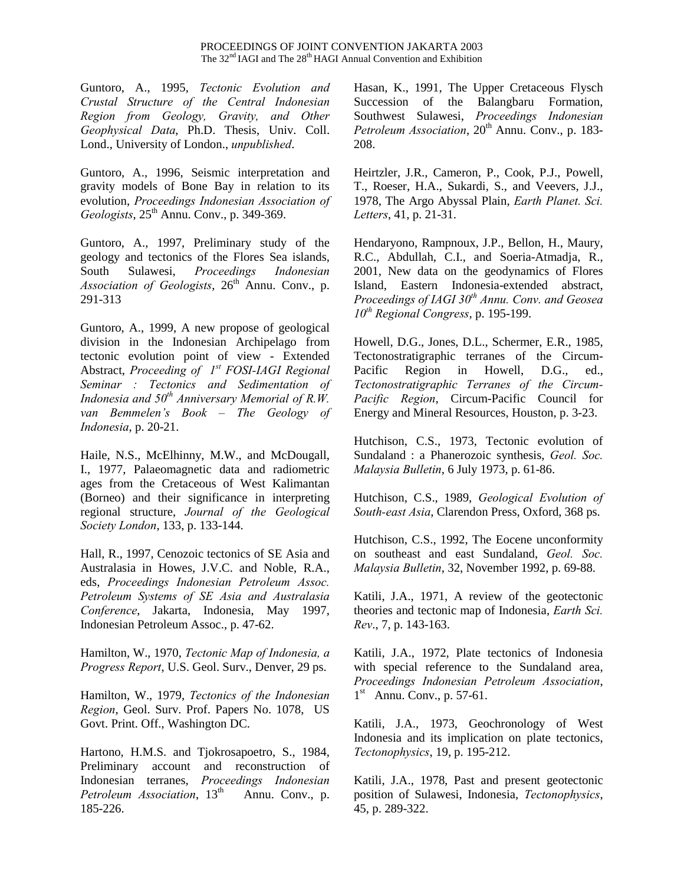Guntoro, A., 1995, *Tectonic Evolution and Crustal Structure of the Central Indonesian Region from Geology, Gravity, and Other Geophysical Data*, Ph.D. Thesis, Univ. Coll. Lond., University of London., *unpublished*.

Guntoro, A., 1996, Seismic interpretation and gravity models of Bone Bay in relation to its evolution, *Proceedings Indonesian Association of Geologists*, 25th Annu. Conv., p. 349-369.

Guntoro, A., 1997, Preliminary study of the geology and tectonics of the Flores Sea islands, South Sulawesi, *Proceedings Indonesian Association of Geologists*, 26th Annu. Conv., p. 291-313

Guntoro, A., 1999, A new propose of geological division in the Indonesian Archipelago from tectonic evolution point of view - Extended Abstract, *Proceeding of 1st FOSI-IAGI Regional Seminar : Tectonics and Sedimentation of Indonesia and 50th Anniversary Memorial of R.W. van Bemmelen's Book – The Geology of Indonesia*, p. 20-21.

Haile, N.S., McElhinny, M.W., and McDougall, I., 1977, Palaeomagnetic data and radiometric ages from the Cretaceous of West Kalimantan (Borneo) and their significance in interpreting regional structure, *Journal of the Geological Society London*, 133, p. 133-144.

Hall, R., 1997, Cenozoic tectonics of SE Asia and Australasia in Howes, J.V.C. and Noble, R.A., eds, *Proceedings Indonesian Petroleum Assoc. Petroleum Systems of SE Asia and Australasia Conference*, Jakarta, Indonesia, May 1997, Indonesian Petroleum Assoc., p. 47-62.

Hamilton, W., 1970, *Tectonic Map of Indonesia, a Progress Report*, U.S. Geol. Surv., Denver, 29 ps.

Hamilton, W., 1979, *Tectonics of the Indonesian Region*, Geol. Surv. Prof. Papers No. 1078, US Govt. Print. Off., Washington DC.

Hartono, H.M.S. and Tjokrosapoetro, S., 1984, Preliminary account and reconstruction of Indonesian terranes, *Proceedings Indonesian Petroleum Association*, 13th Annu. Conv., p. 185-226.

Hasan, K., 1991, The Upper Cretaceous Flysch Succession of the Balangbaru Formation, Southwest Sulawesi, *Proceedings Indonesian Petroleum Association*, 20th Annu. Conv., p. 183-208.

Heirtzler, J.R., Cameron, P., Cook, P.J., Powell, T., Roeser, H.A., Sukardi, S., and Veevers, J.J., 1978, The Argo Abyssal Plain, *Earth Planet. Sci. Letters*, 41, p. 21-31.

Hendaryono, Rampnoux, J.P., Bellon, H., Maury, R.C., Abdullah, C.I., and Soeria-Atmadja, R., 2001, New data on the geodynamics of Flores Island, Eastern Indonesia-extended abstract, *Proceedings of IAGI 30th Annu. Conv. and Geosea 10th Regional Congress*, p. 195-199.

Howell, D.G., Jones, D.L., Schermer, E.R., 1985, Tectonostratigraphic terranes of the Circum-Pacific Region in Howell, D.G., ed., *Tectonostratigraphic Terranes of the Circum-Pacific Region*, Circum-Pacific Council for Energy and Mineral Resources, Houston, p. 3-23.

Hutchison, C.S., 1973, Tectonic evolution of Sundaland : a Phanerozoic synthesis, *Geol. Soc. Malaysia Bulletin*, 6 July 1973, p. 61-86.

Hutchison, C.S., 1989, *Geological Evolution of South-east Asia*, Clarendon Press, Oxford, 368 ps.

Hutchison, C.S., 1992, The Eocene unconformity on southeast and east Sundaland, *Geol. Soc. Malaysia Bulletin*, 32, November 1992, p. 69-88.

Katili, J.A., 1971, A review of the geotectonic theories and tectonic map of Indonesia, *Earth Sci. Rev*., 7, p. 143-163.

Katili, J.A., 1972, Plate tectonics of Indonesia with special reference to the Sundaland area, *Proceedings Indonesian Petroleum Association*, 1st Annu. Conv., p. 57-61.

Katili, J.A., 1973, Geochronology of West Indonesia and its implication on plate tectonics, *Tectonophysics*, 19, p. 195-212.

Katili, J.A., 1978, Past and present geotectonic position of Sulawesi, Indonesia, *Tectonophysics*, 45, p. 289-322.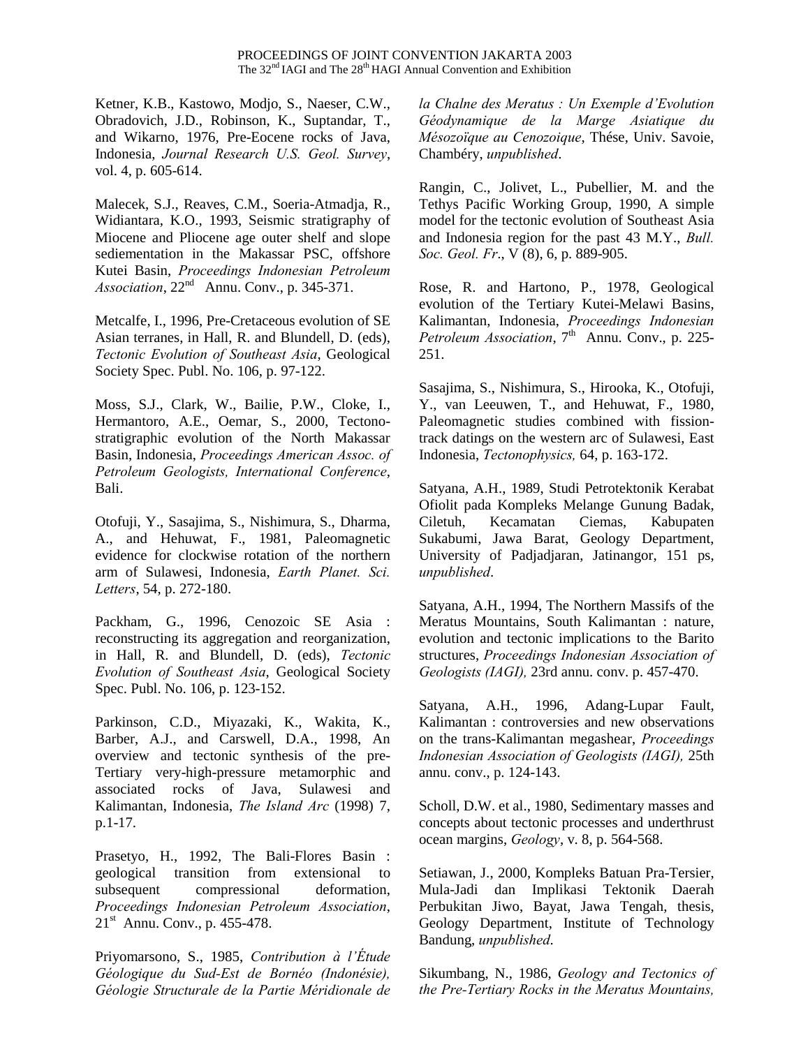Ketner, K.B., Kastowo, Modjo, S., Naeser, C.W., Obradovich, J.D., Robinson, K., Suptandar, T., and Wikarno, 1976, Pre-Eocene rocks of Java, Indonesia, *Journal Research U.S. Geol. Survey*, vol. 4, p. 605-614.

Malecek, S.J., Reaves, C.M., Soeria-Atmadja, R., Widiantara, K.O., 1993, Seismic stratigraphy of Miocene and Pliocene age outer shelf and slope sediementation in the Makassar PSC, offshore Kutei Basin, *Proceedings Indonesian Petroleum Association*, 22nd Annu. Conv., p. 345-371.

Metcalfe, I., 1996, Pre-Cretaceous evolution of SE Asian terranes, in Hall, R. and Blundell, D. (eds), *Tectonic Evolution of Southeast Asia*, Geological Society Spec. Publ. No. 106, p. 97-122.

Moss, S.J., Clark, W., Bailie, P.W., Cloke, I., Hermantoro, A.E., Oemar, S., 2000, Tectono-stratigraphic evolution of the North Makassar Basin, Indonesia, *Proceedings American Assoc. of Petroleum Geologists, International Conference*, Bali.

Otofuji, Y., Sasajima, S., Nishimura, S., Dharma, A., and Hehuwat, F., 1981, Paleomagnetic evidence for clockwise rotation of the northern arm of Sulawesi, Indonesia, *Earth Planet. Sci. Letters*, 54, p. 272-180.

Packham, G., 1996, Cenozoic SE Asia : reconstructing its aggregation and reorganization, in Hall, R. and Blundell, D. (eds), *Tectonic Evolution of Southeast Asia*, Geological Society Spec. Publ. No. 106, p. 123-152.

Parkinson, C.D., Miyazaki, K., Wakita, K., Barber, A.J., and Carswell, D.A., 1998, An overview and tectonic synthesis of the pre-Tertiary very-high-pressure metamorphic and associated rocks of Java, Sulawesi and Kalimantan, Indonesia, *The Island Arc* (1998) 7, p.1-17.

Prasetyo, H., 1992, The Bali-Flores Basin : geological transition from extensional to subsequent compressional deformation, *Proceedings Indonesian Petroleum Association*, 21st Annu. Conv., p. 455-478.

Priyomarsono, S., 1985, *Contribution à l'Étude Géologique du Sud-Est de Bornéo (Indonésie), Géologie Structurale de la Partie Méridionale de la Chalne des Meratus : Un Exemple d'Evolution Géodynamique de la Marge Asiatique du Mésozoïque au Cenozoique*, Thése, Univ. Savoie, Chambéry, *unpublished*.

Rangin, C., Jolivet, L., Pubellier, M. and the Tethys Pacific Working Group, 1990, A simple model for the tectonic evolution of Southeast Asia and Indonesia region for the past 43 M.Y., *Bull. Soc. Geol. Fr*., V (8), 6, p. 889-905.

Rose, R. and Hartono, P., 1978, Geological evolution of the Tertiary Kutei-Melawi Basins, Kalimantan, Indonesia, *Proceedings Indonesian Petroleum Association*, 7th Annu. Conv., p. 225-251.

Sasajima, S., Nishimura, S., Hirooka, K., Otofuji, Y., van Leeuwen, T., and Hehuwat, F., 1980, Paleomagnetic studies combined with fission-track datings on the western arc of Sulawesi, East Indonesia, *Tectonophysics,* 64, p. 163-172.

Satyana, A.H., 1989, Studi Petrotektonik Kerabat Ofiolit pada Kompleks Melange Gunung Badak, Ciletuh, Kecamatan Ciemas, Kabupaten Sukabumi, Jawa Barat, Geology Department, University of Padjadjaran, Jatinangor, 151 ps, *unpublished*.

Satyana, A.H., 1994, The Northern Massifs of the Meratus Mountains, South Kalimantan : nature, evolution and tectonic implications to the Barito structures, *Proceedings Indonesian Association of Geologists (IAGI),* 23rd annu. conv. p. 457-470.

Satyana, A.H., 1996, Adang-Lupar Fault, Kalimantan : controversies and new observations on the trans-Kalimantan megashear, *Proceedings Indonesian Association of Geologists (IAGI),* 25th annu. conv., p. 124-143.

Scholl, D.W. et al., 1980, Sedimentary masses and concepts about tectonic processes and underthrust ocean margins, *Geology*, v. 8, p. 564-568.

Setiawan, J., 2000, Kompleks Batuan Pra-Tersier, Mula-Jadi dan Implikasi Tektonik Daerah Perbukitan Jiwo, Bayat, Jawa Tengah, thesis, Geology Department, Institute of Technology Bandung, *unpublished*.

Sikumbang, N., 1986, *Geology and Tectonics of the Pre-Tertiary Rocks in the Meratus Mountains,*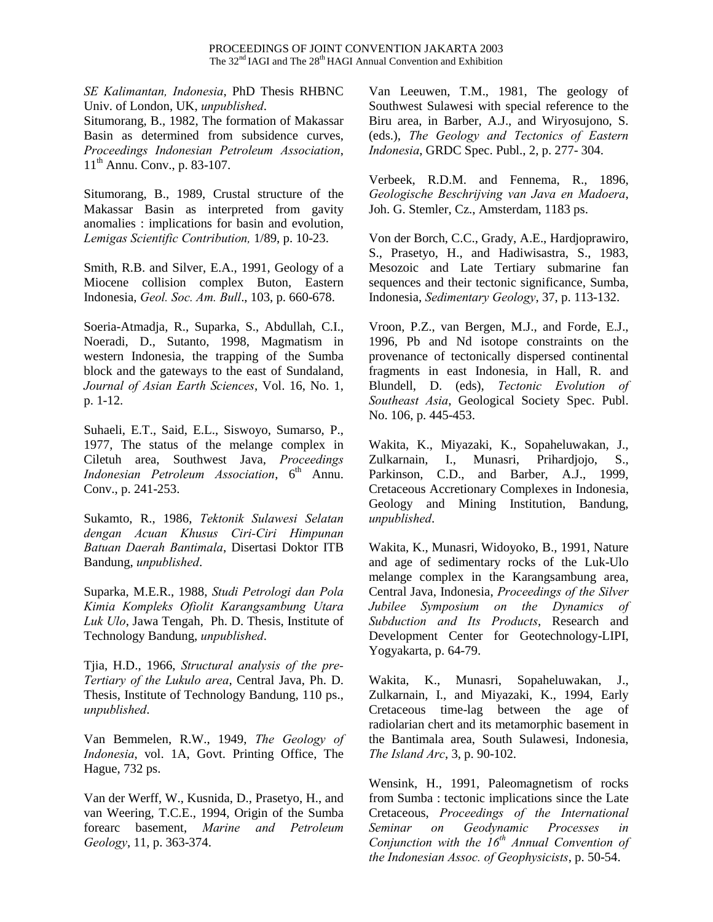*SE Kalimantan, Indonesia*, PhD Thesis RHBNC Univ. of London, UK, *unpublished*.

Situmorang, B., 1982, The formation of Makassar Basin as determined from subsidence curves, *Proceedings Indonesian Petroleum Association*, 11th Annu. Conv., p. 83-107.

Situmorang, B., 1989, Crustal structure of the Makassar Basin as interpreted from gavity anomalies : implications for basin and evolution, *Lemigas Scientific Contribution,* 1/89, p. 10-23.

Smith, R.B. and Silver, E.A., 1991, Geology of a Miocene collision complex Buton, Eastern Indonesia, *Geol. Soc. Am. Bull*., 103, p. 660-678.

Soeria-Atmadja, R., Suparka, S., Abdullah, C.I., Noeradi, D., Sutanto, 1998, Magmatism in western Indonesia, the trapping of the Sumba block and the gateways to the east of Sundaland, *Journal of Asian Earth Sciences*, Vol. 16, No. 1, p. 1-12.

Suhaeli, E.T., Said, E.L., Siswoyo, Sumarso, P., 1977, The status of the melange complex in Ciletuh area, Southwest Java, *Proceedings Indonesian Petroleum Association*, 6th Annu. Conv., p. 241-253.

Sukamto, R., 1986, *Tektonik Sulawesi Selatan dengan Acuan Khusus Ciri-Ciri Himpunan Batuan Daerah Bantimala*, Disertasi Doktor ITB Bandung, *unpublished*.

Suparka, M.E.R., 1988, *Studi Petrologi dan Pola Kimia Kompleks Ofiolit Karangsambung Utara Luk Ulo*, Jawa Tengah, Ph. D. Thesis, Institute of Technology Bandung, *unpublished*.

Tjia, H.D., 1966, *Structural analysis of the pre-Tertiary of the Lukulo area*, Central Java, Ph. D. Thesis, Institute of Technology Bandung, 110 ps., *unpublished*.

Van Bemmelen, R.W., 1949, *The Geology of Indonesia*, vol. 1A, Govt. Printing Office, The Hague, 732 ps.

Van der Werff, W., Kusnida, D., Prasetyo, H., and van Weering, T.C.E., 1994, Origin of the Sumba forearc basement, *Marine and Petroleum Geology*, 11, p. 363-374.

Van Leeuwen, T.M., 1981, The geology of Southwest Sulawesi with special reference to the Biru area, in Barber, A.J., and Wiryosujono, S. (eds.), *The Geology and Tectonics of Eastern Indonesia*, GRDC Spec. Publ., 2, p. 277- 304.

Verbeek, R.D.M. and Fennema, R., 1896, *Geologische Beschrijving van Java en Madoera*, Joh. G. Stemler, Cz., Amsterdam, 1183 ps.

Von der Borch, C.C., Grady, A.E., Hardjoprawiro, S., Prasetyo, H., and Hadiwisastra, S., 1983, Mesozoic and Late Tertiary submarine fan sequences and their tectonic significance, Sumba, Indonesia, *Sedimentary Geology*, 37, p. 113-132.

Vroon, P.Z., van Bergen, M.J., and Forde, E.J., 1996, Pb and Nd isotope constraints on the provenance of tectonically dispersed continental fragments in east Indonesia, in Hall, R. and Blundell, D. (eds), *Tectonic Evolution of Southeast Asia*, Geological Society Spec. Publ. No. 106, p. 445-453.

Wakita, K., Miyazaki, K., Sopaheluwakan, J., Zulkarnain, I., Munasri, Prihardjojo, S., Parkinson, C.D., and Barber, A.J., 1999, Cretaceous Accretionary Complexes in Indonesia, Geology and Mining Institution, Bandung, *unpublished*.

Wakita, K., Munasri, Widoyoko, B., 1991, Nature and age of sedimentary rocks of the Luk-Ulo melange complex in the Karangsambung area, Central Java, Indonesia, *Proceedings of the Silver Jubilee Symposium on the Dynamics of Subduction and Its Products*, Research and Development Center for Geotechnology-LIPI, Yogyakarta, p. 64-79.

Wakita, K., Munasri, Sopaheluwakan, J., Zulkarnain, I., and Miyazaki, K., 1994, Early Cretaceous time-lag between the age of radiolarian chert and its metamorphic basement in the Bantimala area, South Sulawesi, Indonesia, *The Island Arc*, 3, p. 90-102.

Wensink, H., 1991, Paleomagnetism of rocks from Sumba : tectonic implications since the Late Cretaceous, *Proceedings of the International Seminar on Geodynamic Processes in Conjunction with the 16th Annual Convention of the Indonesian Assoc. of Geophysicists*, p. 50-54.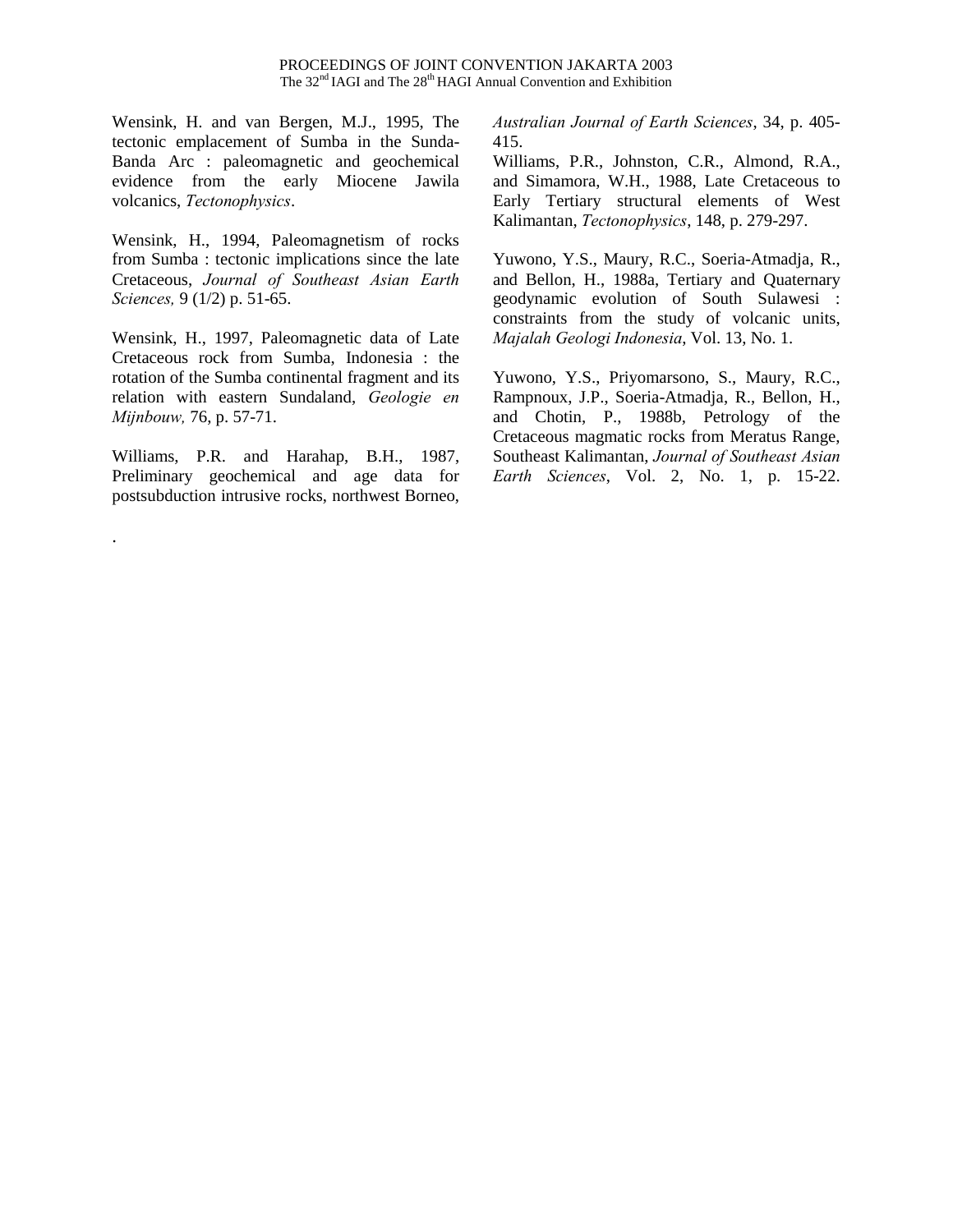Wensink, H. and van Bergen, M.J., 1995, The tectonic emplacement of Sumba in the Sunda-Banda Arc : paleomagnetic and geochemical evidence from the early Miocene Jawila volcanics, *Tectonophysics*.

Wensink, H., 1994, Paleomagnetism of rocks from Sumba : tectonic implications since the late Cretaceous, *Journal of Southeast Asian Earth Sciences,* 9 (1/2) p. 51-65.

Wensink, H., 1997, Paleomagnetic data of Late Cretaceous rock from Sumba, Indonesia : the rotation of the Sumba continental fragment and its relation with eastern Sundaland, *Geologie en Mijnbouw,* 76, p. 57-71.

Williams, P.R. and Harahap, B.H., 1987, Preliminary geochemical and age data for postsubduction intrusive rocks, northwest Borneo, *Australian Journal of Earth Sciences*, 34, p. 405-415.

Williams, P.R., Johnston, C.R., Almond, R.A., and Simamora, W.H., 1988, Late Cretaceous to Early Tertiary structural elements of West Kalimantan, *Tectonophysics*, 148, p. 279-297.

Yuwono, Y.S., Maury, R.C., Soeria-Atmadja, R., and Bellon, H., 1988a, Tertiary and Quaternary geodynamic evolution of South Sulawesi : constraints from the study of volcanic units, *Majalah Geologi Indonesia*, Vol. 13, No. 1.

Yuwono, Y.S., Priyomarsono, S., Maury, R.C., Rampnoux, J.P., Soeria-Atmadja, R., Bellon, H., and Chotin, P., 1988b, Petrology of the Cretaceous magmatic rocks from Meratus Range, Southeast Kalimantan, *Journal of Southeast Asian Earth Sciences*, Vol. 2, No. 1, p. 15-22.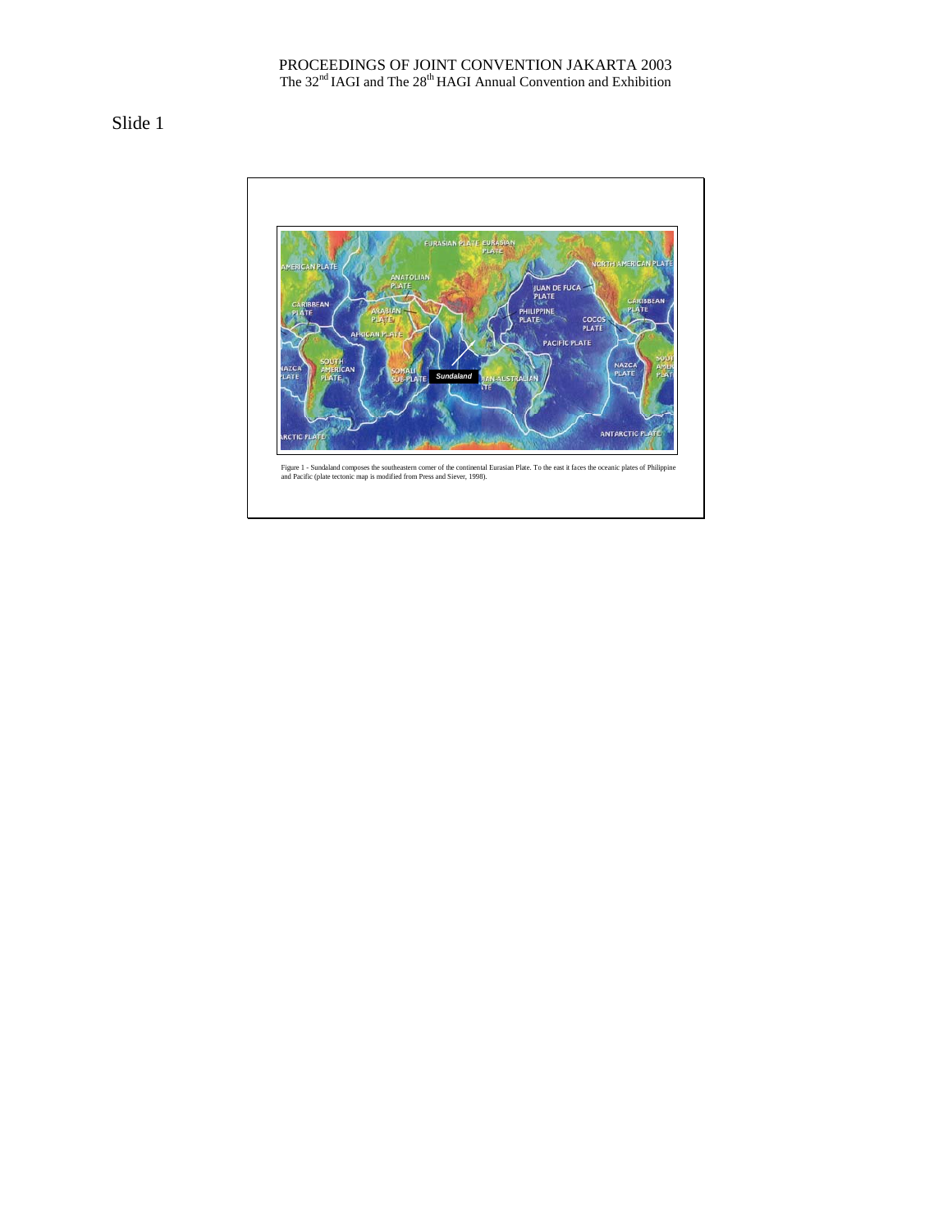Slide 1

Figure 1 - Sundaland composes the southeastern corner of the continental Eurasian Plate. To the east it faces the oceanic plates of Philippine and Pacific (plate tectonic map is modified from Press and Siever, 1998).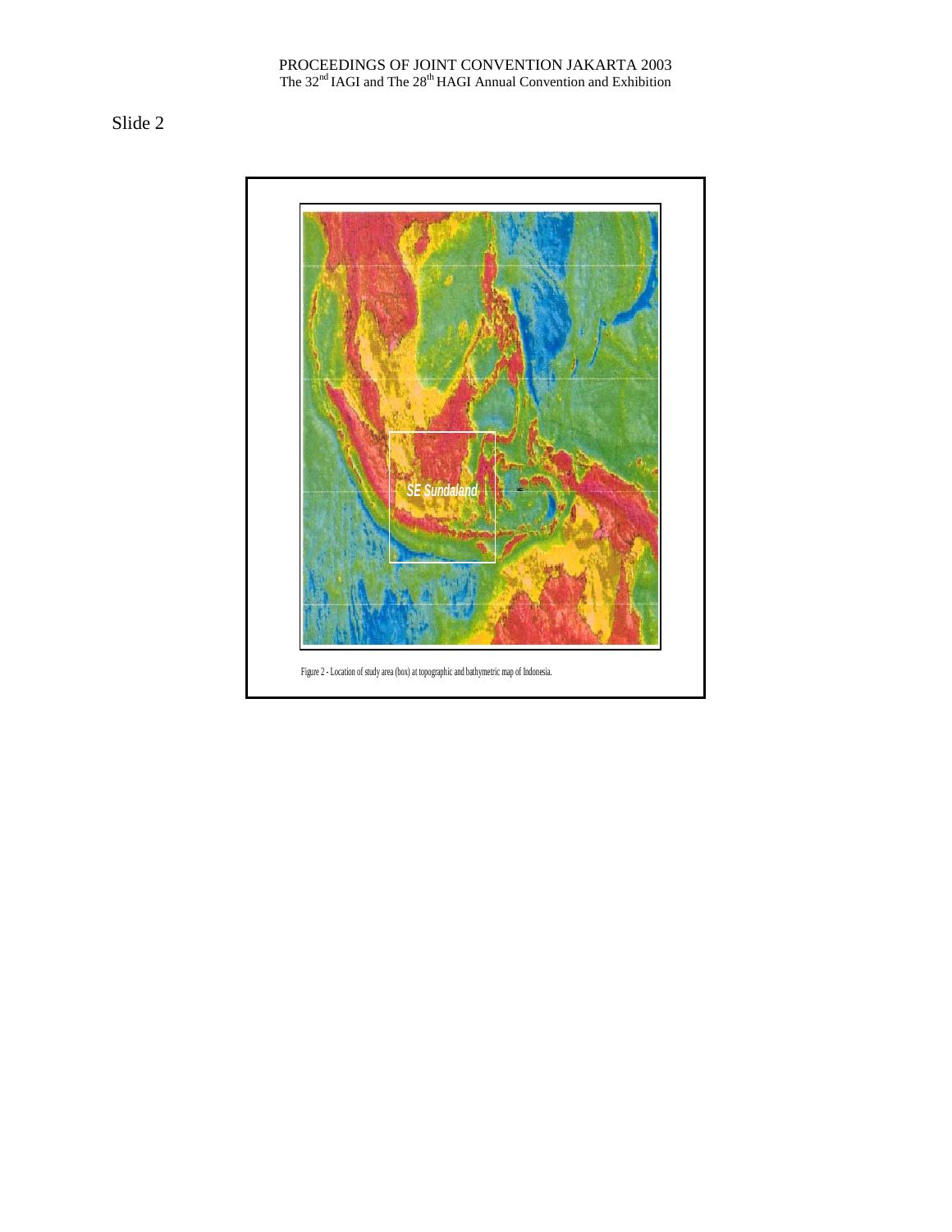Slide 2

Figure 2 - Location of study area (box) at topographic and bathymetric map of Indonesia.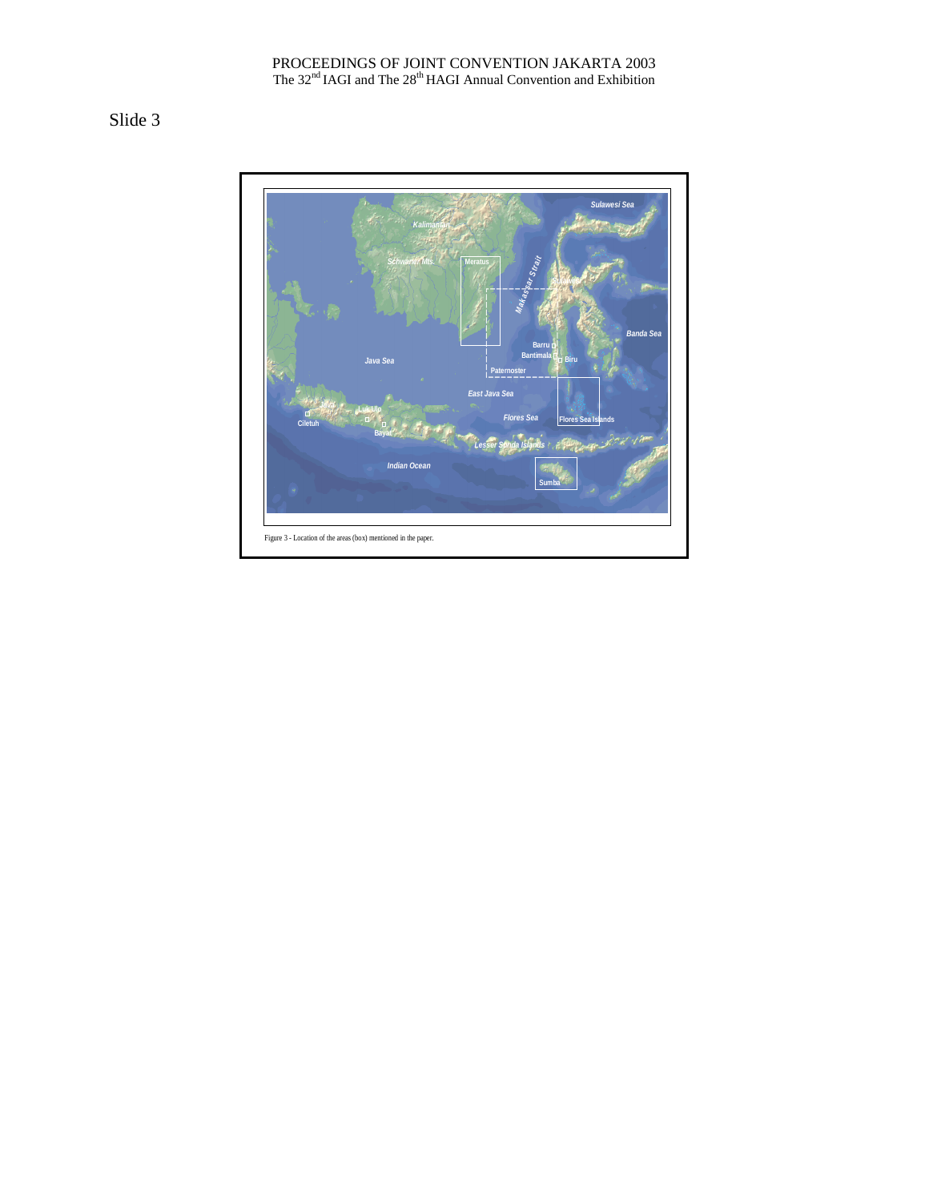Slide 3

Figure 3 - Location of the areas (box) mentioned in the paper.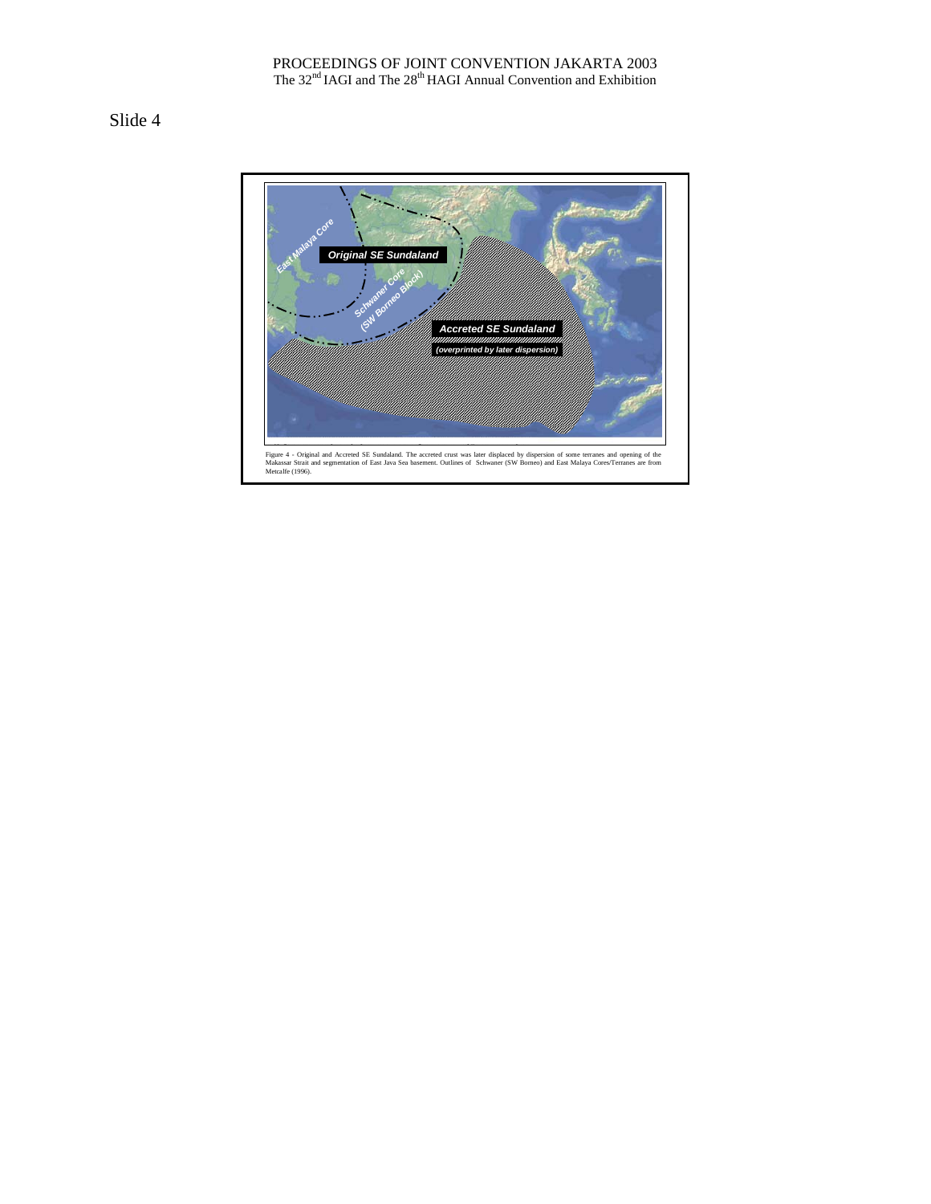Slide 4

Figure 4 - Original and Accreted SE Sundaland. The accreted crust was later displaced by dispersion of some terranes and opening of the Makassar Strait and segmentation of East Java Sea basement. Outlines of Schwaner (SW Borneo) and East Malaya Cores/Terranes are from Metcalfe (1996).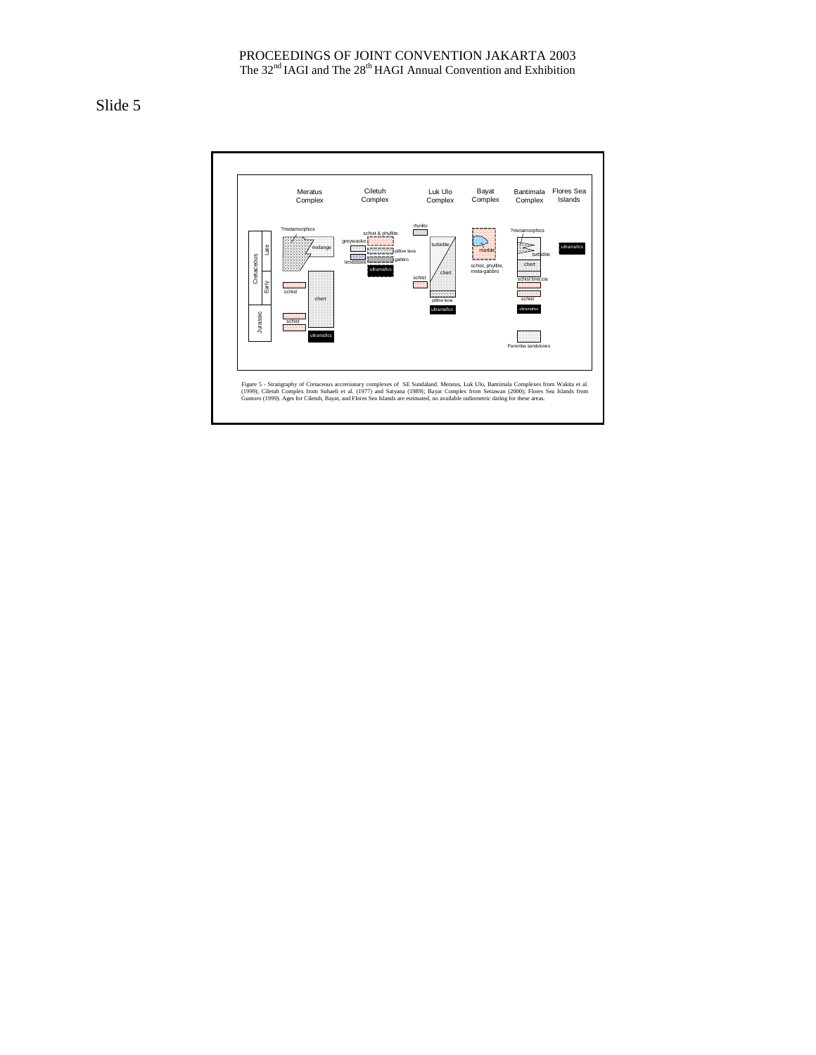Slide 5

Meratus Complex | Ciletuh Complex | Luk Ulo Complex | Bayat Complex | Bantimala Complex | Flores Sea Islands

Cretaceous: Late, Early; Jurassic

?metamorphics, melange, schist, chert, schist, ultramafics

schist & phyllite, greywacke, pillow lava, limestone, gabbro, ultramafics

rhyolite, turbidite, chert, schist, pillow lava, ultramafics

marble, schist, phyllite, meta-gabbro

?metamorphics, turbidite, chert, schist breccia, schist, ultramafics, Paremba sandstones

ultramafics

Figure 5 - Stratigraphy of Cretaceous accretionary complexes of SE Sundaland. Meratus, Luk Ulo, Bantimala Complexes from Wakita et al. (1999); Ciletuh Complex from Suhaeli et al. (1977) and Satyana (1989); Bayat Complex from Setiawan (2000); Flores Sea Islands from Guntoro (1999). Ages for Ciletuh, Bayat, and Flores Sea Islands are estimated, no available radiometric dating for these areas.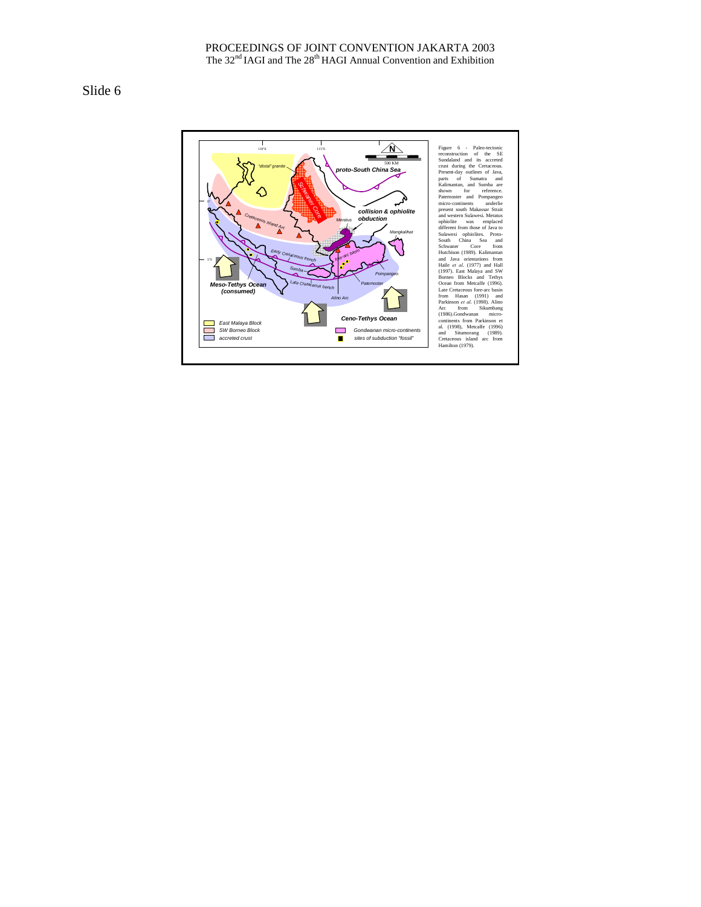Slide 6

Figure 6 - Paleo-tectonic reconstruction of the SE Sundaland and its accreted crust during the Cretaceous. Present-day outlines of Java, parts of Sumatra and Kalimantan, and Sumba are shown for reference. Paternoster and Pompangeo micro-continents underlie present south Makassar Strait and western Sulawesi. Meratus ophiolite was emplaced different from those of Java to Sulawesi ophiolites. Proto-South China Sea and Schwaner Core from Hutchison (1989). Kalimantan and Java orientations from Haile *et al.* (1977) and Hall (1997). East Malaya and SW Borneo Blocks and Tethys Ocean from Metcalfe (1996). Late Cretaceous fore-arc basin from Hasan (1991) and Parkinson *et al.* (1998). Alino Arc from Sikumbang (1986). Gondwanan micro-continents from Parkinson et al. (1998), Metcalfe (1996) and Situmorang (1989). Cretaceous island arc from Hamilton (1979).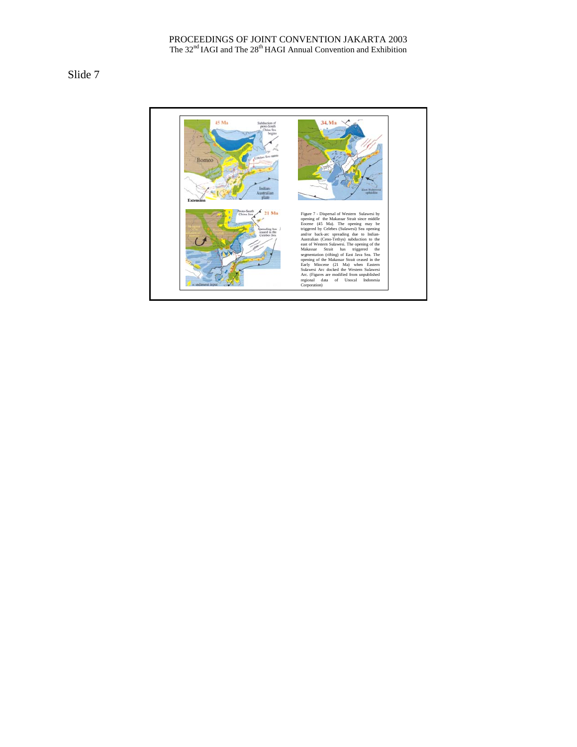Slide 7

Figure 7 - Dispersal of Western Sulawesi by opening of the Makassar Strait since middle Eocene (45 Ma). The opening may be triggered by Celebes (Sulawesi) Sea opening and/or back-arc spreading due to Indian-Australian (Ceno-Tethys) subduction to the east of Western Sulawesi. The opening of the Makassar Strait has triggered the segmentation (rifting) of East Java Sea. The opening of the Makassar Strait ceased in the Early Miocene (21 Ma) when Eastern Sulawesi Arc docked the Western Sulawesi Arc. (Figures are modified from unpublished regional data of Unocal Indonesia Corporation)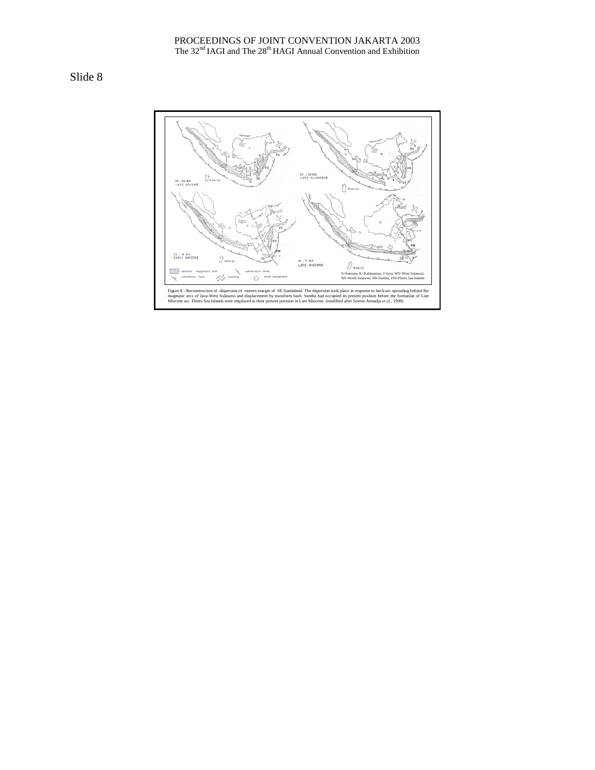Slide 8

Figure 8 - Reconstruction of dispersion of eastern margin of SE Sundaland. The dispersion took place in response to back-arc spreading behind the magmatic arcs of Java-West Sulawesi and displacement by transform fault. Sumba had occupied its present position before the formation of Late Miocene arc. Flores Sea Islands were emplaced to their present position in Late Miocene. (modified after Soeria-Atmadja *et al.*, 1998)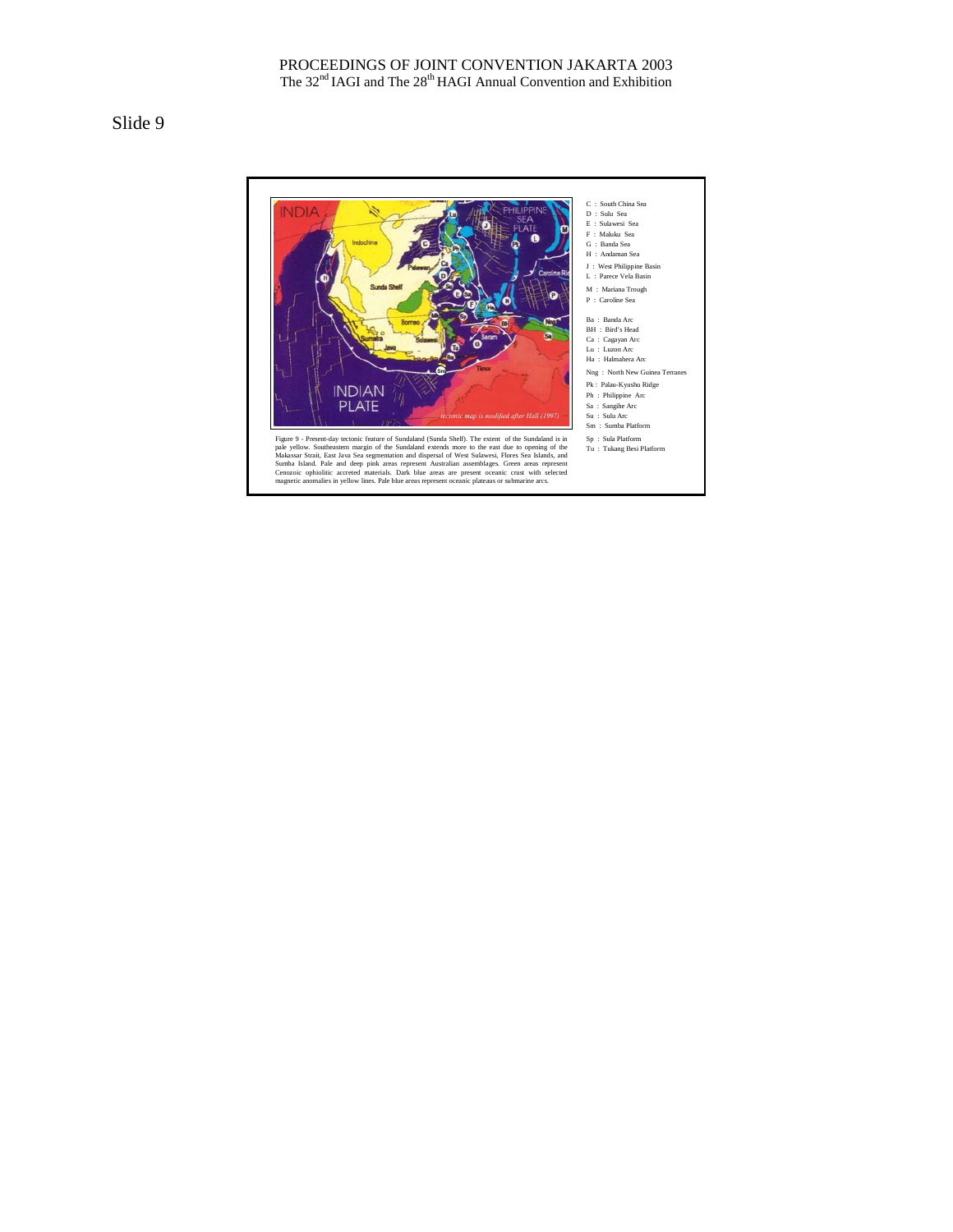Slide 9

C : South China Sea
D : Sulu Sea
E : Sulawesi Sea
F : Maluku Sea
G : Banda Sea
H : Andaman Sea
J : West Philippine Basin
L : Parece Vela Basin
M : Mariana Trough
P : Caroline Sea

Ba : Banda Arc
BH : Bird's Head
Ca : Cagayan Arc
Lu : Luzon Arc
Ha : Halmahera Arc
Nng : North New Guinea Terranes
Pk : Palau-Kyushu Ridge
Ph : Philippine Arc
Sa : Sangihe Arc
Su : Sulu Arc
Sm : Sumba Platform
Sp : Sula Platform
Tu : Tukang Besi Platform

*tectonic map is modified after Hall (1997)*

Figure 9 - Present-day tectonic feature of Sundaland (Sunda Shelf). The extent of the Sundaland is in pale yellow. Southeastern margin of the Sundaland extends more to the east due to opening of the Makassar Strait, East Java Sea segmentation and dispersal of West Sulawesi, Flores Sea Islands, and Sumba Island. Pale and deep pink areas represent Australian assemblages. Green areas represent Cenozoic ophiolitic accreted materials. Dark blue areas are present oceanic crust with selected magnetic anomalies in yellow lines. Pale blue areas represent oceanic plateaus or submarine arcs.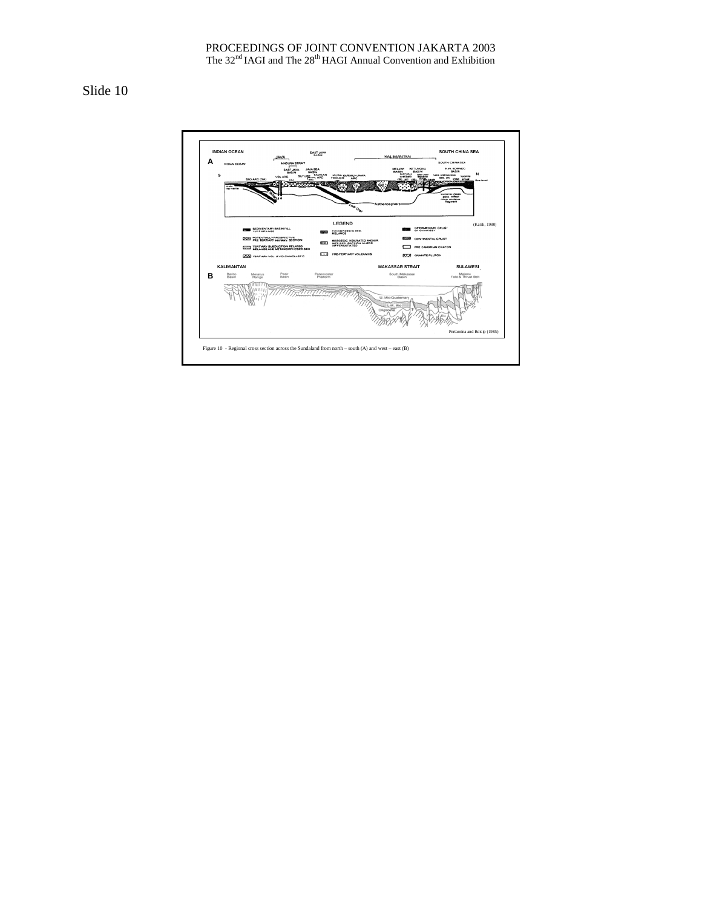Slide 10

INDIAN OCEAN

EAST JAVA BASIN

KALIMANTAN

SOUTH CHINA SEA

A

JAVA

MADURA STRAIT

S

N

Asthenosphere

(Katili, 1980)

LEGEND

SEDIMENTARY BASIN FILL

POTENTIALLY PROSPECTIVE PRE TERTIARY SECTION

TERTIARY SUBDUCTION RELATED MELANGE AND METAMORPHOSED SED

TERTIARY VOL. & VOLCANICLASTIC

PHANEROZOIC SED. MELANGE

MESOZOIC SIDURATED AND/OR META SED. SECTION WHERE DIFFERENTIATED

PRE-TERTIARY VOLCANICS

INTERMEDIATE CRUST

CONTINENTAL CRUST

PRE CAMBRIAN CRATON

GRANITE PLUTON

KALIMANTAN

MAKASSAR STRAIT

SULAWESI

B

Barito Basin

Meratus Range

Pasir Basin

Paternoster Platform

South Makassar Basin

Majene Fold & Thrust Belt

U. Mio-Quaternary

L-M. Mio

Oligocene

Eo

Pertamina and Beicip (1985)

Figure 10 - Regional cross section across the Sundaland from north – south (A) and west – east (B)